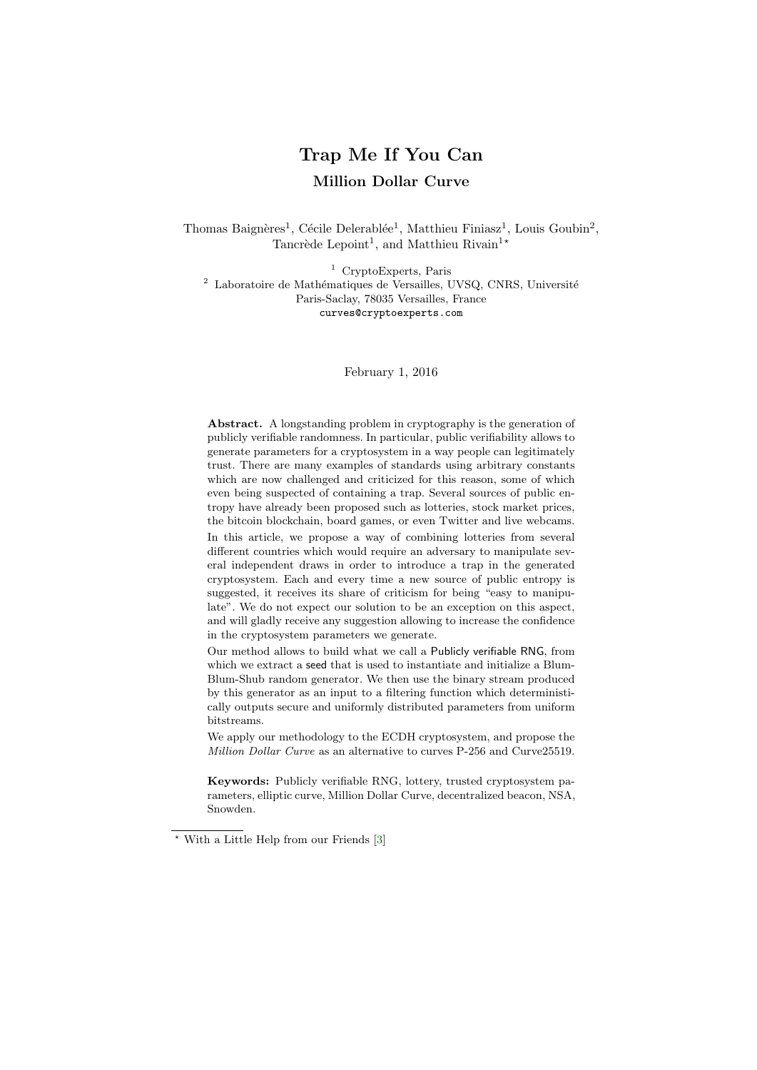# Trap Me If You Can

## Million Dollar Curve

Thomas Baignères[1], Cécile Delerablée[1], Matthieu Finiasz[1], Louis Goubin[2], Tancrède Lepoint[1], and Matthieu Rivain[1]*

[1] CryptoExperts, Paris

[2] Laboratoire de Mathématiques de Versailles, UVSQ, CNRS, Université Paris-Saclay, 78035 Versailles, France

curves@cryptoexperts.com

February 1, 2016

**Abstract.** A longstanding problem in cryptography is the generation of publicly verifiable randomness. In particular, public verifiability allows to generate parameters for a cryptosystem in a way people can legitimately trust. There are many examples of standards using arbitrary constants which are now challenged and criticized for this reason, some of which even being suspected of containing a trap. Several sources of public entropy have already been proposed such as lotteries, stock market prices, the bitcoin blockchain, board games, or even Twitter and live webcams.

In this article, we propose a way of combining lotteries from several different countries which would require an adversary to manipulate several independent draws in order to introduce a trap in the generated cryptosystem. Each and every time a new source of public entropy is suggested, it receives its share of criticism for being "easy to manipulate". We do not expect our solution to be an exception on this aspect, and will gladly receive any suggestion allowing to increase the confidence in the cryptosystem parameters we generate.

Our method allows to build what we call a Publicly verifiable RNG, from which we extract a seed that is used to instantiate and initialize a Blum-Blum-Shub random generator. We then use the binary stream produced by this generator as an input to a filtering function which deterministically outputs secure and uniformly distributed parameters from uniform bitstreams.

We apply our methodology to the ECDH cryptosystem, and propose the *Million Dollar Curve* as an alternative to curves P-256 and Curve25519.

**Keywords:** Publicly verifiable RNG, lottery, trusted cryptosystem parameters, elliptic curve, Million Dollar Curve, decentralized beacon, NSA, Snowden.

* With a Little Help from our Friends [3]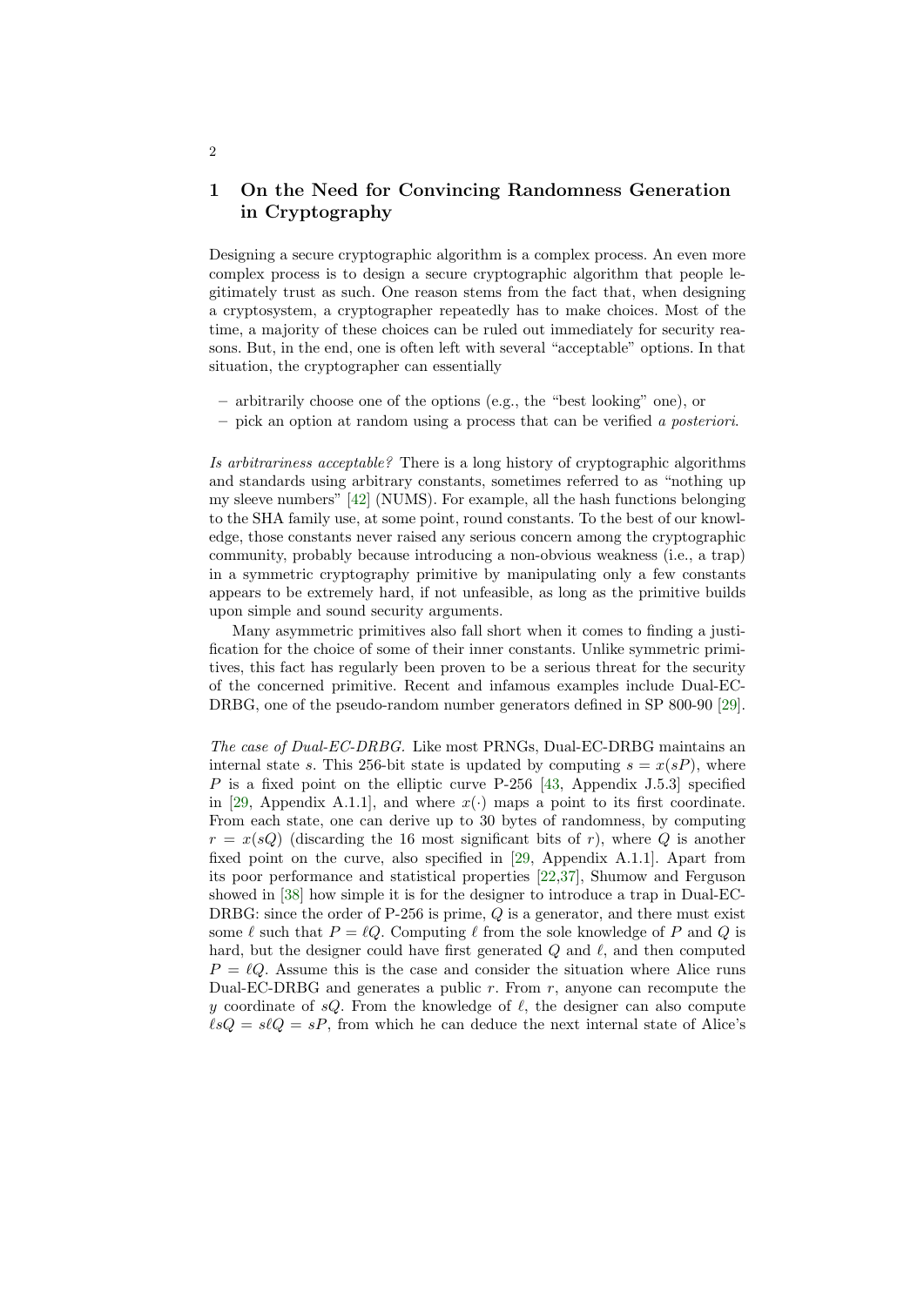## 1 On the Need for Convincing Randomness Generation in Cryptography

Designing a secure cryptographic algorithm is a complex process. An even more complex process is to design a secure cryptographic algorithm that people legitimately trust as such. One reason stems from the fact that, when designing a cryptosystem, a cryptographer repeatedly has to make choices. Most of the time, a majority of these choices can be ruled out immediately for security reasons. But, in the end, one is often left with several "acceptable" options. In that situation, the cryptographer can essentially

- arbitrarily choose one of the options (e.g., the "best looking" one), or
- pick an option at random using a process that can be verified *a posteriori*.

*Is arbitrariness acceptable?* There is a long history of cryptographic algorithms and standards using arbitrary constants, sometimes referred to as "nothing up my sleeve numbers" [42] (NUMS). For example, all the hash functions belonging to the SHA family use, at some point, round constants. To the best of our knowledge, those constants never raised any serious concern among the cryptographic community, probably because introducing a non-obvious weakness (i.e., a trap) in a symmetric cryptography primitive by manipulating only a few constants appears to be extremely hard, if not unfeasible, as long as the primitive builds upon simple and sound security arguments.

Many asymmetric primitives also fall short when it comes to finding a justification for the choice of some of their inner constants. Unlike symmetric primitives, this fact has regularly been proven to be a serious threat for the security of the concerned primitive. Recent and infamous examples include Dual-EC-DRBG, one of the pseudo-random number generators defined in SP 800-90 [29].

*The case of Dual-EC-DRBG.* Like most PRNGs, Dual-EC-DRBG maintains an internal state $s$. This 256-bit state is updated by computing $s = x(sP)$, where $P$ is a fixed point on the elliptic curve P-256 [43, Appendix J.5.3] specified in [29, Appendix A.1.1], and where $x(\cdot)$ maps a point to its first coordinate. From each state, one can derive up to 30 bytes of randomness, by computing $r = x(sQ)$ (discarding the 16 most significant bits of $r$), where $Q$ is another fixed point on the curve, also specified in [29, Appendix A.1.1]. Apart from its poor performance and statistical properties [22,37], Shumow and Ferguson showed in [38] how simple it is for the designer to introduce a trap in Dual-EC-DRBG: since the order of P-256 is prime, $Q$ is a generator, and there must exist some $\ell$ such that $P = \ell Q$. Computing $\ell$ from the sole knowledge of $P$ and $Q$ is hard, but the designer could have first generated $Q$ and $\ell$, and then computed $P = \ell Q$. Assume this is the case and consider the situation where Alice runs Dual-EC-DRBG and generates a public $r$. From $r$, anyone can recompute the $y$ coordinate of $sQ$. From the knowledge of $\ell$, the designer can also compute $\ell sQ = s\ell Q = sP$, from which he can deduce the next internal state of Alice's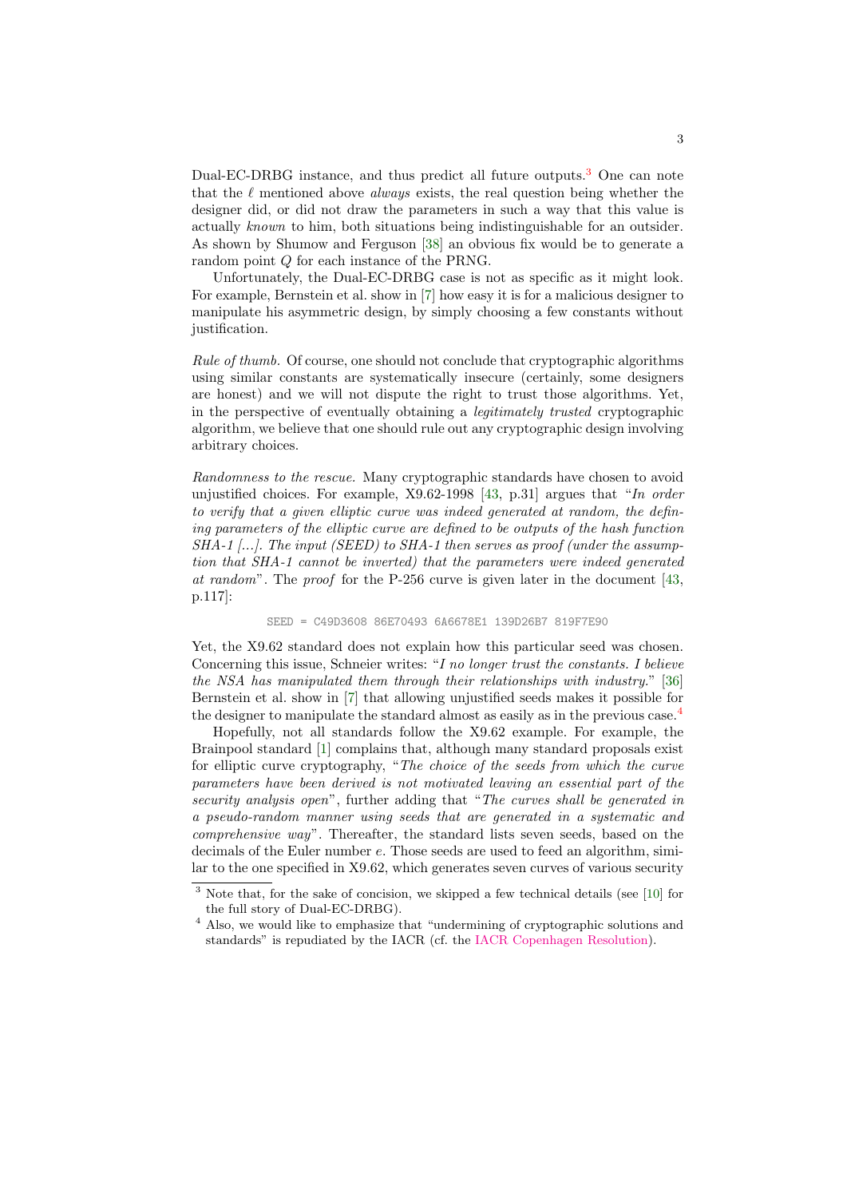Dual-EC-DRBG instance, and thus predict all future outputs.[3] One can note that the $\ell$ mentioned above *always* exists, the real question being whether the designer did, or did not draw the parameters in such a way that this value is actually *known* to him, both situations being indistinguishable for an outsider. As shown by Shumow and Ferguson [38] an obvious fix would be to generate a random point $Q$ for each instance of the PRNG.

Unfortunately, the Dual-EC-DRBG case is not as specific as it might look. For example, Bernstein et al. show in [7] how easy it is for a malicious designer to manipulate his asymmetric design, by simply choosing a few constants without justification.

*Rule of thumb.* Of course, one should not conclude that cryptographic algorithms using similar constants are systematically insecure (certainly, some designers are honest) and we will not dispute the right to trust those algorithms. Yet, in the perspective of eventually obtaining a *legitimately trusted* cryptographic algorithm, we believe that one should rule out any cryptographic design involving arbitrary choices.

*Randomness to the rescue.* Many cryptographic standards have chosen to avoid unjustified choices. For example, X9.62-1998 [43, p.31] argues that "*In order to verify that a given elliptic curve was indeed generated at random, the defining parameters of the elliptic curve are defined to be outputs of the hash function SHA-1 [...]. The input (SEED) to SHA-1 then serves as proof (under the assumption that SHA-1 cannot be inverted) that the parameters were indeed generated at random*". The *proof* for the P-256 curve is given later in the document [43, p.117]:

```
SEED = C49D3608 86E70493 6A6678E1 139D26B7 819F7E90
```

Yet, the X9.62 standard does not explain how this particular seed was chosen. Concerning this issue, Schneier writes: "*I no longer trust the constants. I believe the NSA has manipulated them through their relationships with industry.*" [36] Bernstein et al. show in [7] that allowing unjustified seeds makes it possible for the designer to manipulate the standard almost as easily as in the previous case.[4]

Hopefully, not all standards follow the X9.62 example. For example, the Brainpool standard [1] complains that, although many standard proposals exist for elliptic curve cryptography, "*The choice of the seeds from which the curve parameters have been derived is not motivated leaving an essential part of the security analysis open*", further adding that "*The curves shall be generated in a pseudo-random manner using seeds that are generated in a systematic and comprehensive way*". Thereafter, the standard lists seven seeds, based on the decimals of the Euler number $e$. Those seeds are used to feed an algorithm, similar to the one specified in X9.62, which generates seven curves of various security

[3] Note that, for the sake of concision, we skipped a few technical details (see [10] for the full story of Dual-EC-DRBG).

[4] Also, we would like to emphasize that "undermining of cryptographic solutions and standards" is repudiated by the IACR (cf. the IACR Copenhagen Resolution).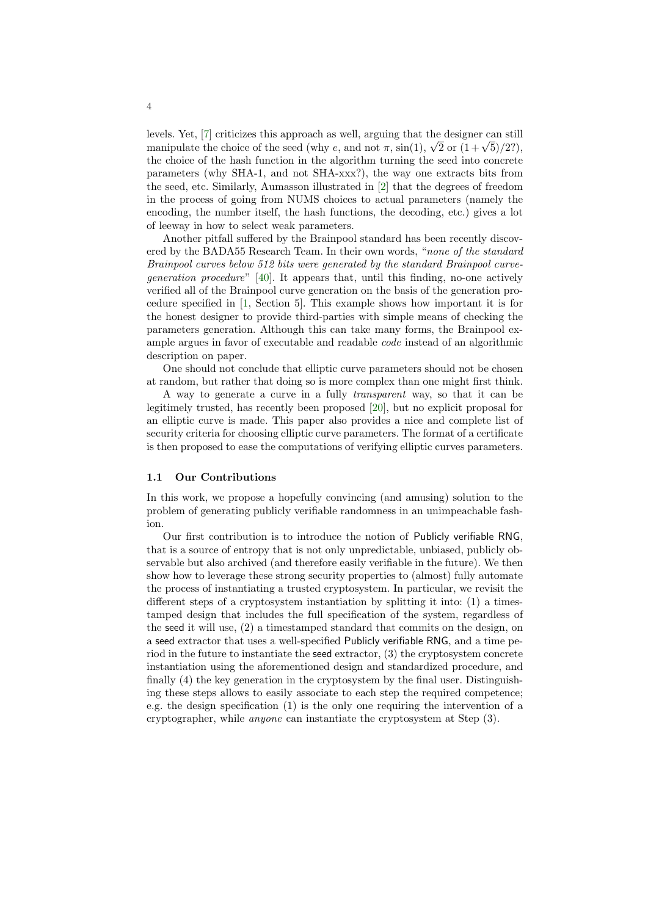levels. Yet, [7] criticizes this approach as well, arguing that the designer can still manipulate the choice of the seed (why $e$, and not $\pi$, $\sin(1)$, $\sqrt{2}$ or $(1+\sqrt{5})/2$?), the choice of the hash function in the algorithm turning the seed into concrete parameters (why SHA-1, and not SHA-xxx?), the way one extracts bits from the seed, etc. Similarly, Aumasson illustrated in [2] that the degrees of freedom in the process of going from NUMS choices to actual parameters (namely the encoding, the number itself, the hash functions, the decoding, etc.) gives a lot of leeway in how to select weak parameters.

Another pitfall suffered by the Brainpool standard has been recently discovered by the BADA55 Research Team. In their own words, "*none of the standard Brainpool curves below 512 bits were generated by the standard Brainpool curve-generation procedure*" [40]. It appears that, until this finding, no-one actively verified all of the Brainpool curve generation on the basis of the generation procedure specified in [1, Section 5]. This example shows how important it is for the honest designer to provide third-parties with simple means of checking the parameters generation. Although this can take many forms, the Brainpool example argues in favor of executable and readable *code* instead of an algorithmic description on paper.

One should not conclude that elliptic curve parameters should not be chosen at random, but rather that doing so is more complex than one might first think.

A way to generate a curve in a fully *transparent* way, so that it can be legitimely trusted, has recently been proposed [20], but no explicit proposal for an elliptic curve is made. This paper also provides a nice and complete list of security criteria for choosing elliptic curve parameters. The format of a certificate is then proposed to ease the computations of verifying elliptic curves parameters.

### 1.1 Our Contributions

In this work, we propose a hopefully convincing (and amusing) solution to the problem of generating publicly verifiable randomness in an unimpeachable fashion.

Our first contribution is to introduce the notion of Publicly verifiable RNG, that is a source of entropy that is not only unpredictable, unbiased, publicly observable but also archived (and therefore easily verifiable in the future). We then show how to leverage these strong security properties to (almost) fully automate the process of instantiating a trusted cryptosystem. In particular, we revisit the different steps of a cryptosystem instantiation by splitting it into: (1) a timestamped design that includes the full specification of the system, regardless of the seed it will use, (2) a timestamped standard that commits on the design, on a seed extractor that uses a well-specified Publicly verifiable RNG, and a time period in the future to instantiate the seed extractor, (3) the cryptosystem concrete instantiation using the aforementioned design and standardized procedure, and finally (4) the key generation in the cryptosystem by the final user. Distinguishing these steps allows to easily associate to each step the required competence; e.g. the design specification (1) is the only one requiring the intervention of a cryptographer, while *anyone* can instantiate the cryptosystem at Step (3).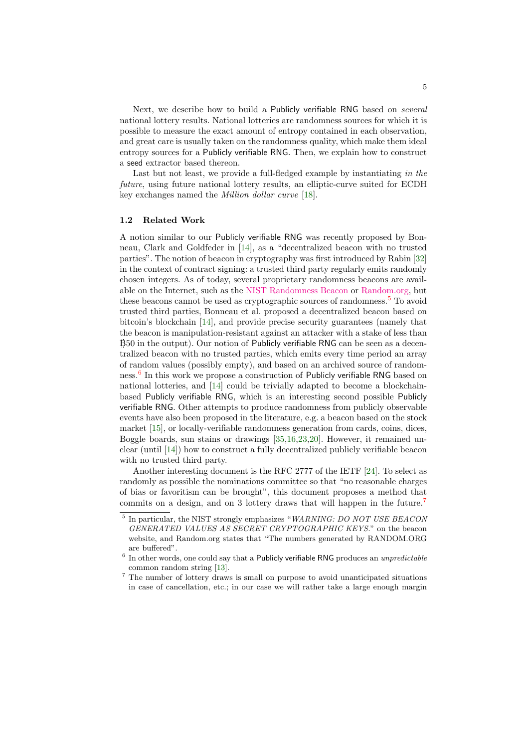Next, we describe how to build a Publicly verifiable RNG based on *several* national lottery results. National lotteries are randomness sources for which it is possible to measure the exact amount of entropy contained in each observation, and great care is usually taken on the randomness quality, which make them ideal entropy sources for a Publicly verifiable RNG. Then, we explain how to construct a seed extractor based thereon.

Last but not least, we provide a full-fledged example by instantiating *in the future*, using future national lottery results, an elliptic-curve suited for ECDH key exchanges named the *Million dollar curve* [18].

### 1.2 Related Work

A notion similar to our Publicly verifiable RNG was recently proposed by Bonneau, Clark and Goldfeder in [14], as a "decentralized beacon with no trusted parties". The notion of beacon in cryptography was first introduced by Rabin [32] in the context of contract signing: a trusted third party regularly emits randomly chosen integers. As of today, several proprietary randomness beacons are available on the Internet, such as the NIST Randomness Beacon or Random.org, but these beacons cannot be used as cryptographic sources of randomness.[5] To avoid trusted third parties, Bonneau et al. proposed a decentralized beacon based on bitcoin's blockchain [14], and provide precise security guarantees (namely that the beacon is manipulation-resistant against an attacker with a stake of less than Ƀ50 in the output). Our notion of Publicly verifiable RNG can be seen as a decentralized beacon with no trusted parties, which emits every time period an array of random values (possibly empty), and based on an archived source of randomness.[6] In this work we propose a construction of Publicly verifiable RNG based on national lotteries, and [14] could be trivially adapted to become a blockchain-based Publicly verifiable RNG, which is an interesting second possible Publicly verifiable RNG. Other attempts to produce randomness from publicly observable events have also been proposed in the literature, e.g. a beacon based on the stock market [15], or locally-verifiable randomness generation from cards, coins, dices, Boggle boards, sun stains or drawings [35,16,23,20]. However, it remained unclear (until [14]) how to construct a fully decentralized publicly verifiable beacon with no trusted third party.

Another interesting document is the RFC 2777 of the IETF [24]. To select as randomly as possible the nominations committee so that "no reasonable charges of bias or favoritism can be brought", this document proposes a method that commits on a design, and on 3 lottery draws that will happen in the future.[7]

---

[5] In particular, the NIST strongly emphasizes "*WARNING: DO NOT USE BEACON GENERATED VALUES AS SECRET CRYPTOGRAPHIC KEYS.*" on the beacon website, and Random.org states that "The numbers generated by RANDOM.ORG are buffered".

[6] In other words, one could say that a Publicly verifiable RNG produces an *unpredictable* common random string [13].

[7] The number of lottery draws is small on purpose to avoid unanticipated situations in case of cancellation, etc.; in our case we will rather take a large enough margin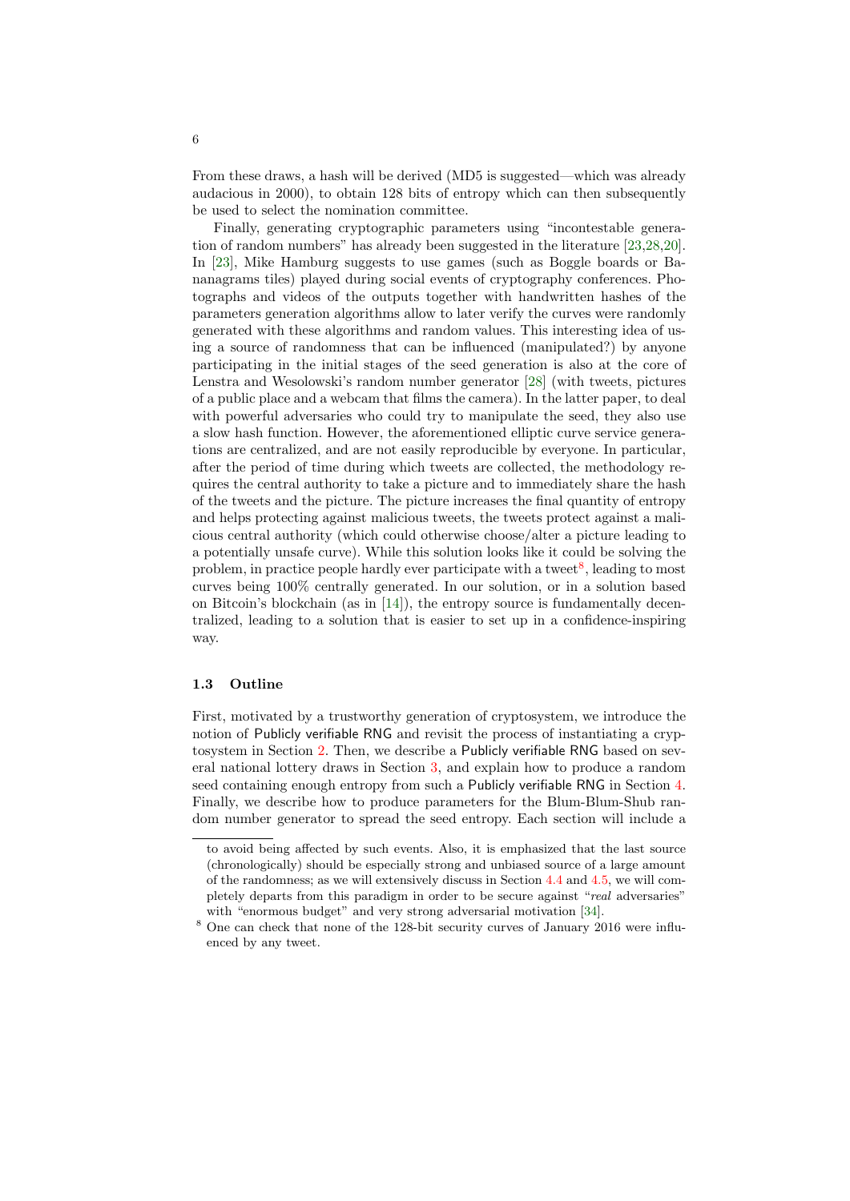From these draws, a hash will be derived (MD5 is suggested—which was already audacious in 2000), to obtain 128 bits of entropy which can then subsequently be used to select the nomination committee.

Finally, generating cryptographic parameters using "incontestable generation of random numbers" has already been suggested in the literature [23,28,20]. In [23], Mike Hamburg suggests to use games (such as Boggle boards or Bananagrams tiles) played during social events of cryptography conferences. Photographs and videos of the outputs together with handwritten hashes of the parameters generation algorithms allow to later verify the curves were randomly generated with these algorithms and random values. This interesting idea of using a source of randomness that can be influenced (manipulated?) by anyone participating in the initial stages of the seed generation is also at the core of Lenstra and Wesolowski's random number generator [28] (with tweets, pictures of a public place and a webcam that films the camera). In the latter paper, to deal with powerful adversaries who could try to manipulate the seed, they also use a slow hash function. However, the aforementioned elliptic curve service generations are centralized, and are not easily reproducible by everyone. In particular, after the period of time during which tweets are collected, the methodology requires the central authority to take a picture and to immediately share the hash of the tweets and the picture. The picture increases the final quantity of entropy and helps protecting against malicious tweets, the tweets protect against a malicious central authority (which could otherwise choose/alter a picture leading to a potentially unsafe curve). While this solution looks like it could be solving the problem, in practice people hardly ever participate with a tweet[8], leading to most curves being 100% centrally generated. In our solution, or in a solution based on Bitcoin's blockchain (as in [14]), the entropy source is fundamentally decentralized, leading to a solution that is easier to set up in a confidence-inspiring way.

### 1.3 Outline

First, motivated by a trustworthy generation of cryptosystem, we introduce the notion of Publicly verifiable RNG and revisit the process of instantiating a cryptosystem in Section 2. Then, we describe a Publicly verifiable RNG based on several national lottery draws in Section 3, and explain how to produce a random seed containing enough entropy from such a Publicly verifiable RNG in Section 4. Finally, we describe how to produce parameters for the Blum-Blum-Shub random number generator to spread the seed entropy. Each section will include a

---

to avoid being affected by such events. Also, it is emphasized that the last source (chronologically) should be especially strong and unbiased source of a large amount of the randomness; as we will extensively discuss in Section 4.4 and 4.5, we will completely departs from this paradigm in order to be secure against "*real* adversaries" with "enormous budget" and very strong adversarial motivation [34].

[8] One can check that none of the 128-bit security curves of January 2016 were influenced by any tweet.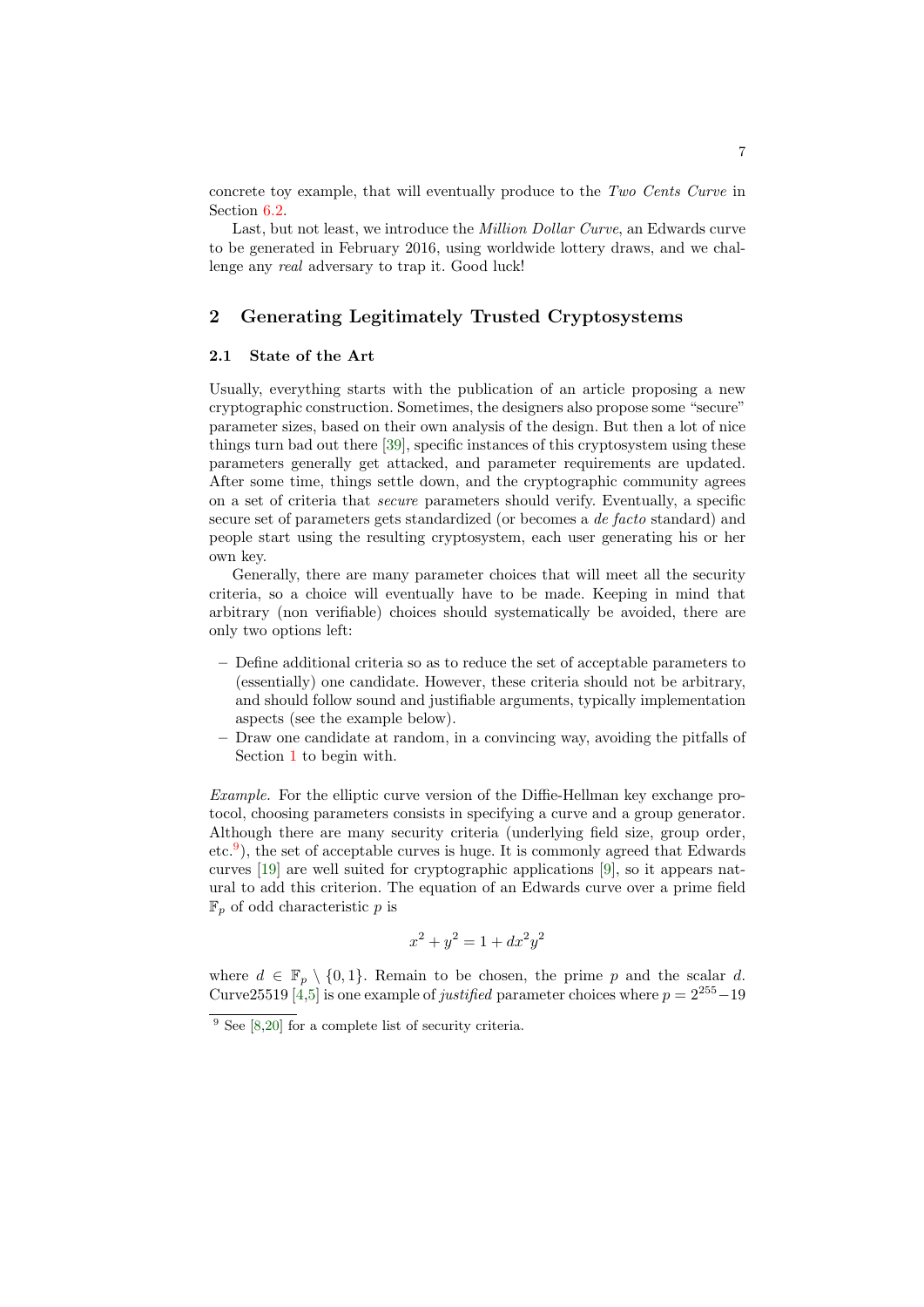concrete toy example, that will eventually produce to the *Two Cents Curve* in Section 6.2.

Last, but not least, we introduce the *Million Dollar Curve*, an Edwards curve to be generated in February 2016, using worldwide lottery draws, and we challenge any *real* adversary to trap it. Good luck!

## 2 Generating Legitimately Trusted Cryptosystems

### 2.1 State of the Art

Usually, everything starts with the publication of an article proposing a new cryptographic construction. Sometimes, the designers also propose some "secure" parameter sizes, based on their own analysis of the design. But then a lot of nice things turn bad out there [39], specific instances of this cryptosystem using these parameters generally get attacked, and parameter requirements are updated. After some time, things settle down, and the cryptographic community agrees on a set of criteria that *secure* parameters should verify. Eventually, a specific secure set of parameters gets standardized (or becomes a *de facto* standard) and people start using the resulting cryptosystem, each user generating his or her own key.

Generally, there are many parameter choices that will meet all the security criteria, so a choice will eventually have to be made. Keeping in mind that arbitrary (non verifiable) choices should systematically be avoided, there are only two options left:

- Define additional criteria so as to reduce the set of acceptable parameters to (essentially) one candidate. However, these criteria should not be arbitrary, and should follow sound and justifiable arguments, typically implementation aspects (see the example below).
- Draw one candidate at random, in a convincing way, avoiding the pitfalls of Section 1 to begin with.

*Example.* For the elliptic curve version of the Diffie-Hellman key exchange protocol, choosing parameters consists in specifying a curve and a group generator. Although there are many security criteria (underlying field size, group order, etc.[9]), the set of acceptable curves is huge. It is commonly agreed that Edwards curves [19] are well suited for cryptographic applications [9], so it appears natural to add this criterion. The equation of an Edwards curve over a prime field $\mathbb{F}_p$ of odd characteristic $p$ is

$$x^2 + y^2 = 1 + dx^2y^2$$

where $d \in \mathbb{F}_p \setminus \{0, 1\}$. Remain to be chosen, the prime $p$ and the scalar $d$. Curve25519 [4,5] is one example of *justified* parameter choices where $p = 2^{255} - 19$

[9] See [8,20] for a complete list of security criteria.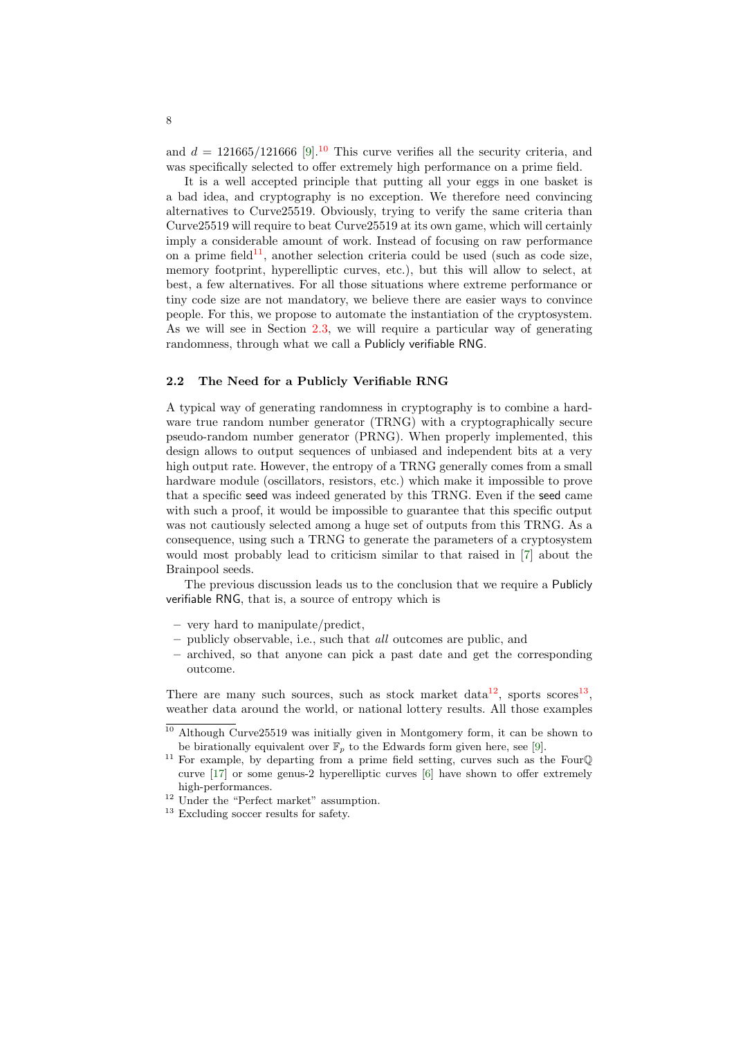and $d = 121665/121666$ [9].[10] This curve verifies all the security criteria, and was specifically selected to offer extremely high performance on a prime field.

It is a well accepted principle that putting all your eggs in one basket is a bad idea, and cryptography is no exception. We therefore need convincing alternatives to Curve25519. Obviously, trying to verify the same criteria than Curve25519 will require to beat Curve25519 at its own game, which will certainly imply a considerable amount of work. Instead of focusing on raw performance on a prime field[11], another selection criteria could be used (such as code size, memory footprint, hyperelliptic curves, etc.), but this will allow to select, at best, a few alternatives. For all those situations where extreme performance or tiny code size are not mandatory, we believe there are easier ways to convince people. For this, we propose to automate the instantiation of the cryptosystem. As we will see in Section 2.3, we will require a particular way of generating randomness, through what we call a Publicly verifiable RNG.

### 2.2 The Need for a Publicly Verifiable RNG

A typical way of generating randomness in cryptography is to combine a hardware true random number generator (TRNG) with a cryptographically secure pseudo-random number generator (PRNG). When properly implemented, this design allows to output sequences of unbiased and independent bits at a very high output rate. However, the entropy of a TRNG generally comes from a small hardware module (oscillators, resistors, etc.) which make it impossible to prove that a specific seed was indeed generated by this TRNG. Even if the seed came with such a proof, it would be impossible to guarantee that this specific output was not cautiously selected among a huge set of outputs from this TRNG. As a consequence, using such a TRNG to generate the parameters of a cryptosystem would most probably lead to criticism similar to that raised in [7] about the Brainpool seeds.

The previous discussion leads us to the conclusion that we require a Publicly verifiable RNG, that is, a source of entropy which is

- very hard to manipulate/predict,
- publicly observable, i.e., such that *all* outcomes are public, and
- archived, so that anyone can pick a past date and get the corresponding outcome.

There are many such sources, such as stock market data[12], sports scores[13], weather data around the world, or national lottery results. All those examples

---

[10] Although Curve25519 was initially given in Montgomery form, it can be shown to be birationally equivalent over $\mathbb{F}_p$ to the Edwards form given here, see [9].

[11] For example, by departing from a prime field setting, curves such as the FourQ curve [17] or some genus-2 hyperelliptic curves [6] have shown to offer extremely high-performances.

[12] Under the "Perfect market" assumption.

[13] Excluding soccer results for safety.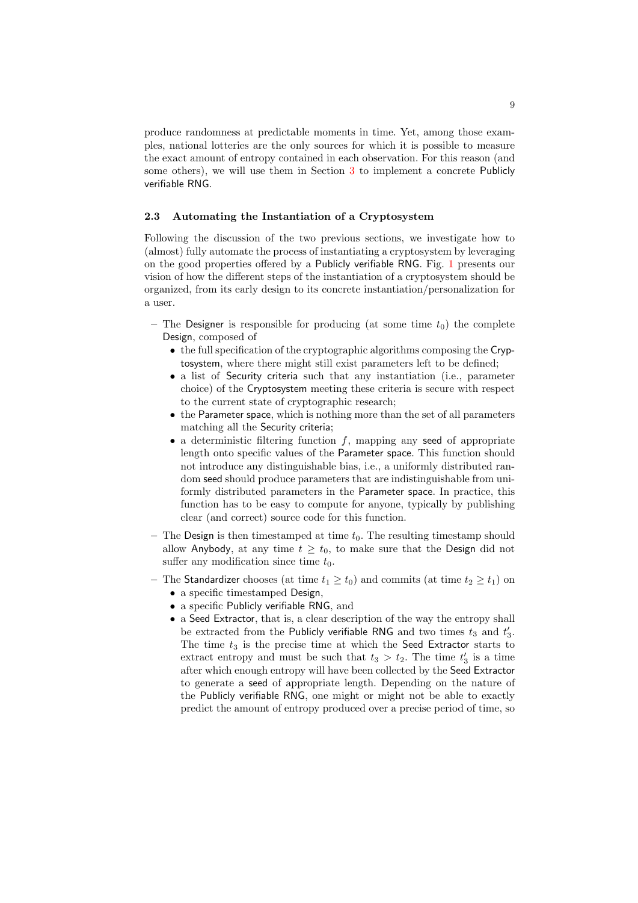produce randomness at predictable moments in time. Yet, among those examples, national lotteries are the only sources for which it is possible to measure the exact amount of entropy contained in each observation. For this reason (and some others), we will use them in Section 3 to implement a concrete Publicly verifiable RNG.

### 2.3 Automating the Instantiation of a Cryptosystem

Following the discussion of the two previous sections, we investigate how to (almost) fully automate the process of instantiating a cryptosystem by leveraging on the good properties offered by a Publicly verifiable RNG. Fig. 1 presents our vision of how the different steps of the instantiation of a cryptosystem should be organized, from its early design to its concrete instantiation/personalization for a user.

- The Designer is responsible for producing (at some time $t_0$) the complete Design, composed of
  - the full specification of the cryptographic algorithms composing the Cryptosystem, where there might still exist parameters left to be defined;
  - a list of Security criteria such that any instantiation (i.e., parameter choice) of the Cryptosystem meeting these criteria is secure with respect to the current state of cryptographic research;
  - the Parameter space, which is nothing more than the set of all parameters matching all the Security criteria;
  - a deterministic filtering function $f$, mapping any seed of appropriate length onto specific values of the Parameter space. This function should not introduce any distinguishable bias, i.e., a uniformly distributed random seed should produce parameters that are indistinguishable from uniformly distributed parameters in the Parameter space. In practice, this function has to be easy to compute for anyone, typically by publishing clear (and correct) source code for this function.
- The Design is then timestamped at time $t_0$. The resulting timestamp should allow Anybody, at any time $t \geq t_0$, to make sure that the Design did not suffer any modification since time $t_0$.
- The Standardizer chooses (at time $t_1 \geq t_0$) and commits (at time $t_2 \geq t_1$) on
  - a specific timestamped Design,
  - a specific Publicly verifiable RNG, and
  - a Seed Extractor, that is, a clear description of the way the entropy shall be extracted from the Publicly verifiable RNG and two times $t_3$ and $t'_3$. The time $t_3$ is the precise time at which the Seed Extractor starts to extract entropy and must be such that $t_3 > t_2$. The time $t'_3$ is a time after which enough entropy will have been collected by the Seed Extractor to generate a seed of appropriate length. Depending on the nature of the Publicly verifiable RNG, one might or might not be able to exactly predict the amount of entropy produced over a precise period of time, so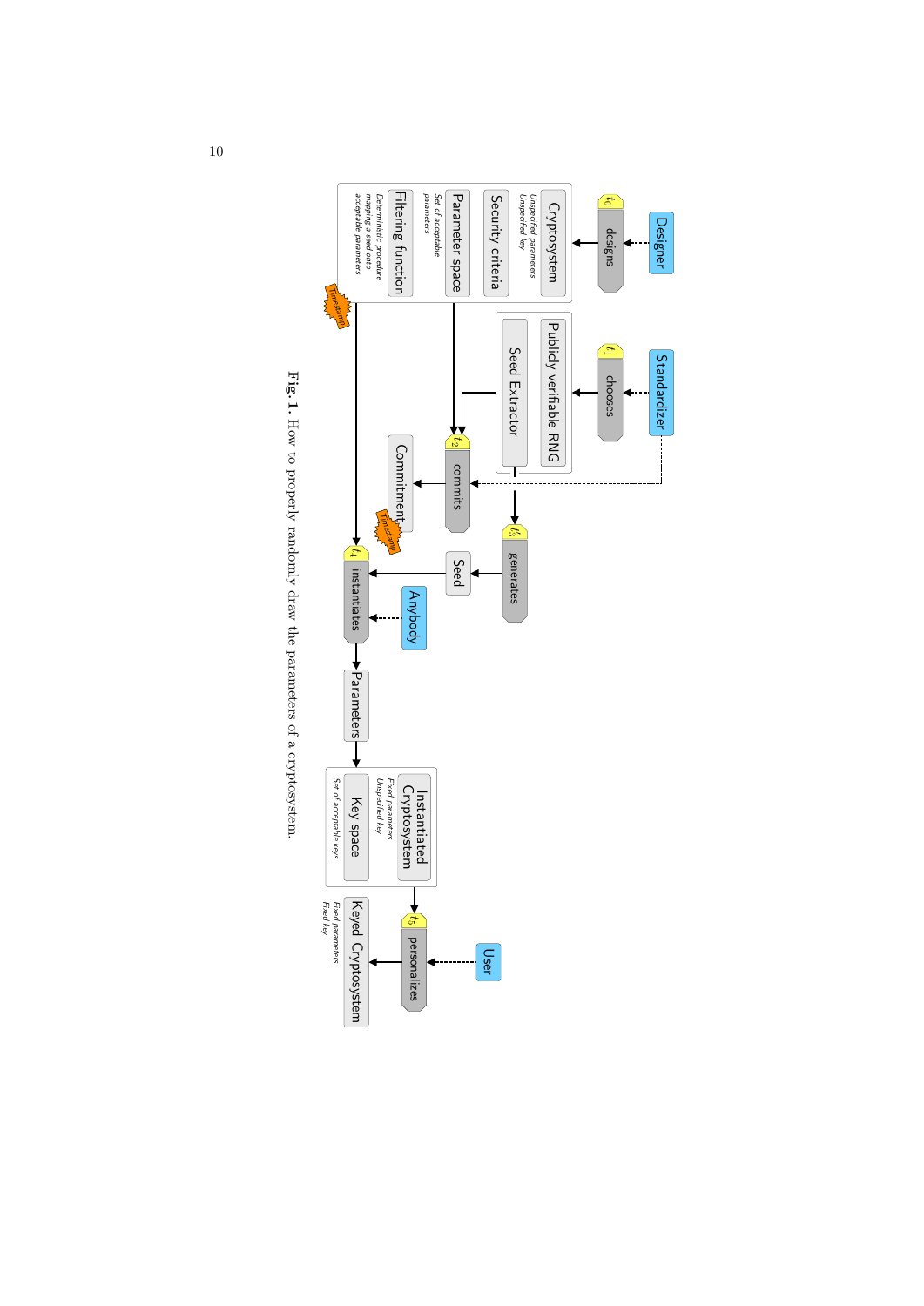Designer

$t_0$ designs

Cryptosystem
*Unspecified parameters*
*Unspecified key*

Security criteria

Parameter space
*Set of acceptable parameters*

Filtering function
*Deterministic procedure mapping a seed onto acceptable parameters*

Timestamp

Standardizer

$t_1$ chooses

Publicly verifiable RNG

Seed Extractor

$t_2$ commits

Commitment

Timestamp

$t_3$ generates

Seed

Anybody

$t_4$ instantiates

Parameters

Instantiated Cryptosystem
*Fixed parameters*
*Unspecified key*

Key space
*Set of acceptable keys*

User

$t_5$ personalizes

Keyed Cryptosystem
*Fixed parameters*
*Fixed key*

**Fig. 1.** How to properly randomly draw the parameters of a cryptosystem.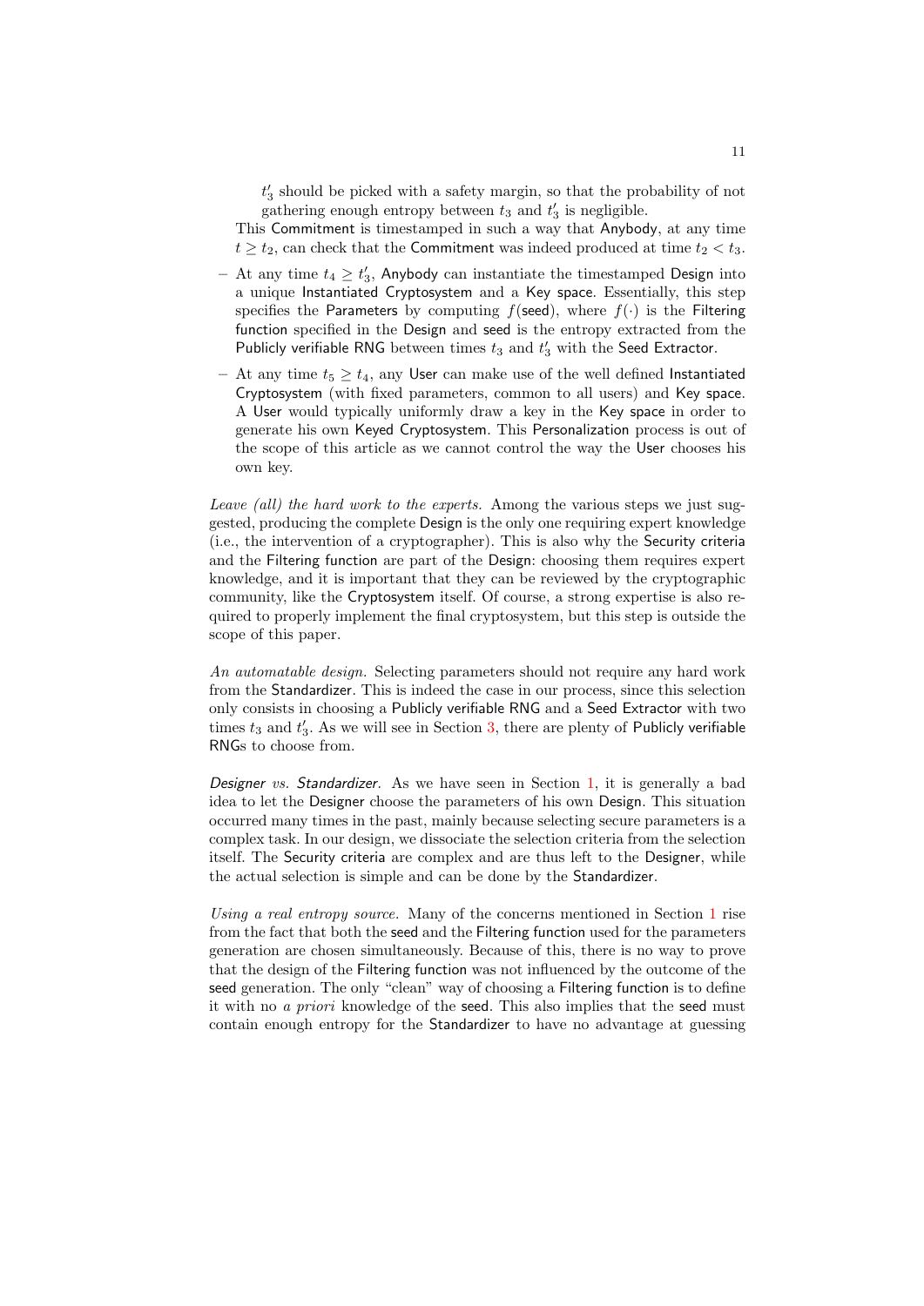$t'_3$ should be picked with a safety margin, so that the probability of not gathering enough entropy between $t_3$ and $t'_3$ is negligible.

This Commitment is timestamped in such a way that Anybody, at any time $t \geq t_2$, can check that the Commitment was indeed produced at time $t_2 < t_3$.

- At any time $t_4 \geq t'_3$, Anybody can instantiate the timestamped Design into a unique Instantiated Cryptosystem and a Key space. Essentially, this step specifies the Parameters by computing $f(\mathsf{seed})$, where $f(\cdot)$ is the Filtering function specified in the Design and seed is the entropy extracted from the Publicly verifiable RNG between times $t_3$ and $t'_3$ with the Seed Extractor.
- At any time $t_5 \geq t_4$, any User can make use of the well defined Instantiated Cryptosystem (with fixed parameters, common to all users) and Key space. A User would typically uniformly draw a key in the Key space in order to generate his own Keyed Cryptosystem. This Personalization process is out of the scope of this article as we cannot control the way the User chooses his own key.

*Leave (all) the hard work to the experts.* Among the various steps we just suggested, producing the complete Design is the only one requiring expert knowledge (i.e., the intervention of a cryptographer). This is also why the Security criteria and the Filtering function are part of the Design: choosing them requires expert knowledge, and it is important that they can be reviewed by the cryptographic community, like the Cryptosystem itself. Of course, a strong expertise is also required to properly implement the final cryptosystem, but this step is outside the scope of this paper.

*An automatable design.* Selecting parameters should not require any hard work from the Standardizer. This is indeed the case in our process, since this selection only consists in choosing a Publicly verifiable RNG and a Seed Extractor with two times $t_3$ and $t'_3$. As we will see in Section 3, there are plenty of Publicly verifiable RNGs to choose from.

*Designer vs. Standardizer.* As we have seen in Section 1, it is generally a bad idea to let the Designer choose the parameters of his own Design. This situation occurred many times in the past, mainly because selecting secure parameters is a complex task. In our design, we dissociate the selection criteria from the selection itself. The Security criteria are complex and are thus left to the Designer, while the actual selection is simple and can be done by the Standardizer.

*Using a real entropy source.* Many of the concerns mentioned in Section 1 rise from the fact that both the seed and the Filtering function used for the parameters generation are chosen simultaneously. Because of this, there is no way to prove that the design of the Filtering function was not influenced by the outcome of the seed generation. The only "clean" way of choosing a Filtering function is to define it with no *a priori* knowledge of the seed. This also implies that the seed must contain enough entropy for the Standardizer to have no advantage at guessing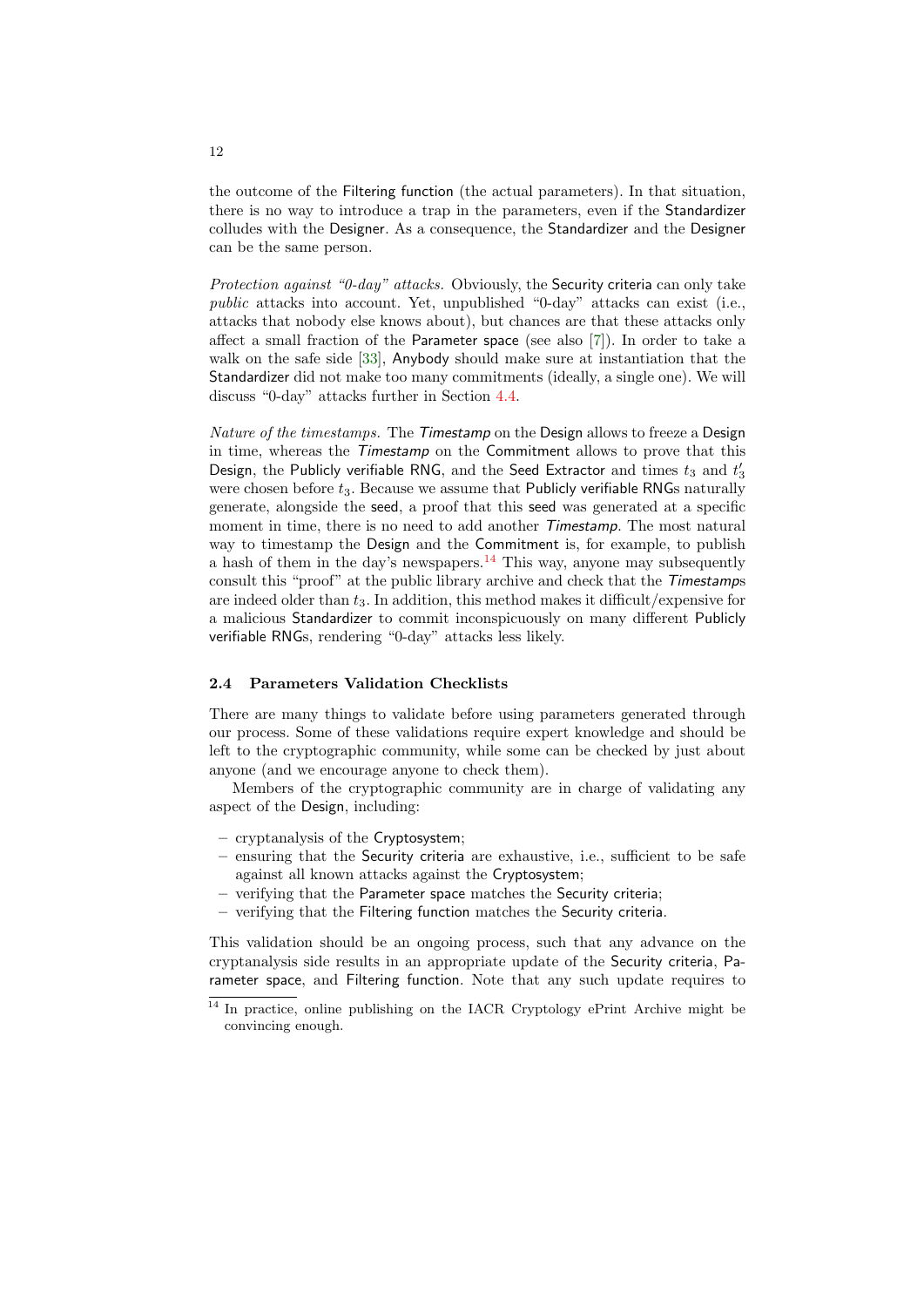the outcome of the Filtering function (the actual parameters). In that situation, there is no way to introduce a trap in the parameters, even if the Standardizer colludes with the Designer. As a consequence, the Standardizer and the Designer can be the same person.

*Protection against "0-day" attacks.* Obviously, the Security criteria can only take *public* attacks into account. Yet, unpublished "0-day" attacks can exist (i.e., attacks that nobody else knows about), but chances are that these attacks only affect a small fraction of the Parameter space (see also [7]). In order to take a walk on the safe side [33], Anybody should make sure at instantiation that the Standardizer did not make too many commitments (ideally, a single one). We will discuss "0-day" attacks further in Section 4.4.

*Nature of the timestamps.* The *Timestamp* on the Design allows to freeze a Design in time, whereas the *Timestamp* on the Commitment allows to prove that this Design, the Publicly verifiable RNG, and the Seed Extractor and times $t_3$ and $t'_3$ were chosen before $t_3$. Because we assume that Publicly verifiable RNGs naturally generate, alongside the seed, a proof that this seed was generated at a specific moment in time, there is no need to add another *Timestamp*. The most natural way to timestamp the Design and the Commitment is, for example, to publish a hash of them in the day's newspapers.[14] This way, anyone may subsequently consult this "proof" at the public library archive and check that the *Timestamps* are indeed older than $t_3$. In addition, this method makes it difficult/expensive for a malicious Standardizer to commit inconspicuously on many different Publicly verifiable RNGs, rendering "0-day" attacks less likely.

### 2.4 Parameters Validation Checklists

There are many things to validate before using parameters generated through our process. Some of these validations require expert knowledge and should be left to the cryptographic community, while some can be checked by just about anyone (and we encourage anyone to check them).

Members of the cryptographic community are in charge of validating any aspect of the Design, including:

- cryptanalysis of the Cryptosystem;
- ensuring that the Security criteria are exhaustive, i.e., sufficient to be safe against all known attacks against the Cryptosystem;
- verifying that the Parameter space matches the Security criteria;
- verifying that the Filtering function matches the Security criteria.

This validation should be an ongoing process, such that any advance on the cryptanalysis side results in an appropriate update of the Security criteria, Parameter space, and Filtering function. Note that any such update requires to

[14] In practice, online publishing on the IACR Cryptology ePrint Archive might be convincing enough.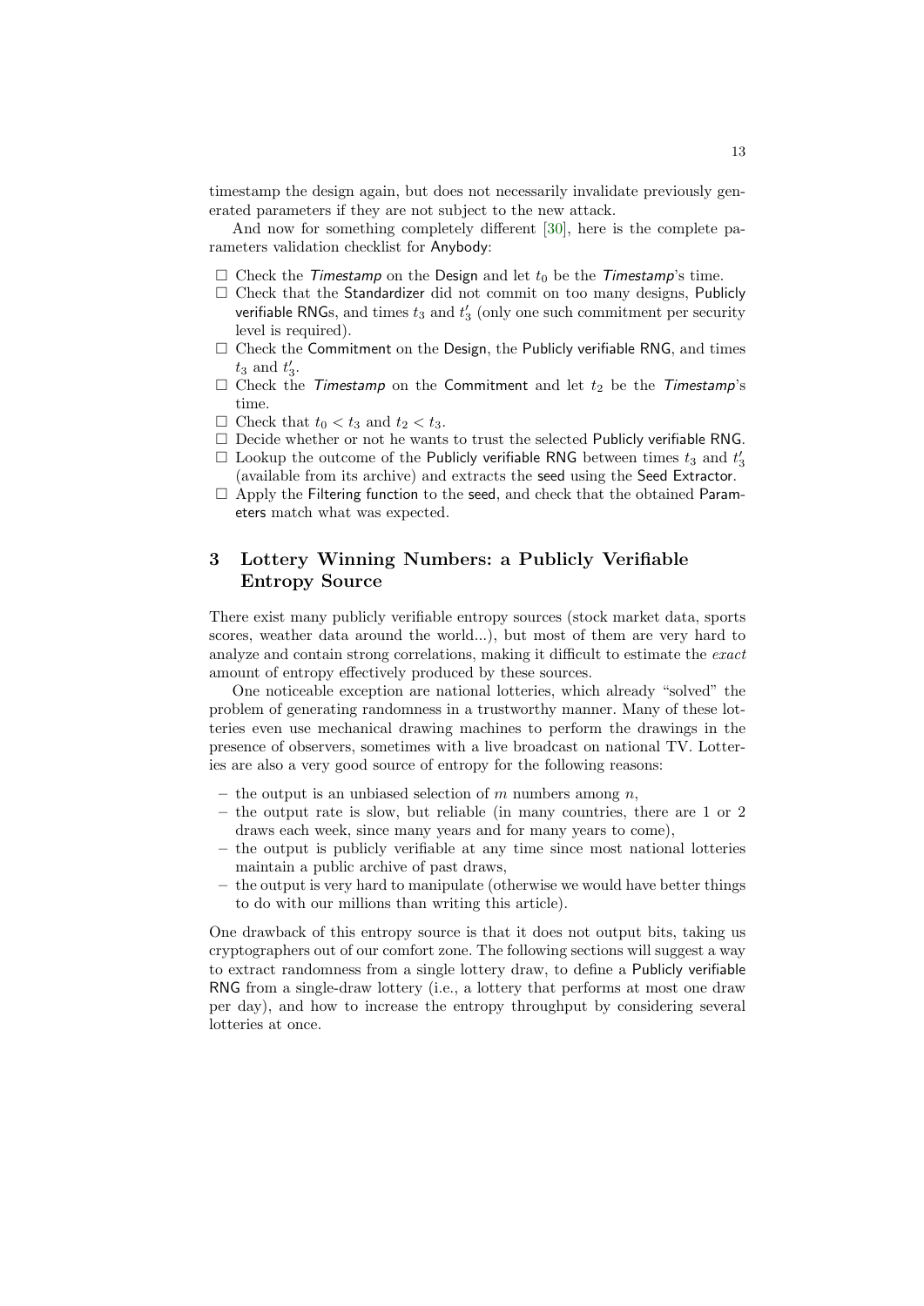timestamp the design again, but does not necessarily invalidate previously generated parameters if they are not subject to the new attack.

And now for something completely different [30], here is the complete parameters validation checklist for Anybody:

- ☐ Check the *Timestamp* on the Design and let $t_0$ be the *Timestamp*'s time.
- ☐ Check that the Standardizer did not commit on too many designs, Publicly verifiable RNGs, and times $t_3$ and $t_3'$ (only one such commitment per security level is required).
- ☐ Check the Commitment on the Design, the Publicly verifiable RNG, and times $t_3$ and $t_3'$.
- ☐ Check the *Timestamp* on the Commitment and let $t_2$ be the *Timestamp*'s time.
- ☐ Check that $t_0 < t_3$ and $t_2 < t_3$.
- ☐ Decide whether or not he wants to trust the selected Publicly verifiable RNG.
- ☐ Lookup the outcome of the Publicly verifiable RNG between times $t_3$ and $t_3'$ (available from its archive) and extracts the seed using the Seed Extractor.
- ☐ Apply the Filtering function to the seed, and check that the obtained Parameters match what was expected.

## 3 Lottery Winning Numbers: a Publicly Verifiable Entropy Source

There exist many publicly verifiable entropy sources (stock market data, sports scores, weather data around the world...), but most of them are very hard to analyze and contain strong correlations, making it difficult to estimate the *exact* amount of entropy effectively produced by these sources.

One noticeable exception are national lotteries, which already "solved" the problem of generating randomness in a trustworthy manner. Many of these lotteries even use mechanical drawing machines to perform the drawings in the presence of observers, sometimes with a live broadcast on national TV. Lotteries are also a very good source of entropy for the following reasons:

- the output is an unbiased selection of $m$ numbers among $n$,
- the output rate is slow, but reliable (in many countries, there are 1 or 2 draws each week, since many years and for many years to come),
- the output is publicly verifiable at any time since most national lotteries maintain a public archive of past draws,
- the output is very hard to manipulate (otherwise we would have better things to do with our millions than writing this article).

One drawback of this entropy source is that it does not output bits, taking us cryptographers out of our comfort zone. The following sections will suggest a way to extract randomness from a single lottery draw, to define a Publicly verifiable RNG from a single-draw lottery (i.e., a lottery that performs at most one draw per day), and how to increase the entropy throughput by considering several lotteries at once.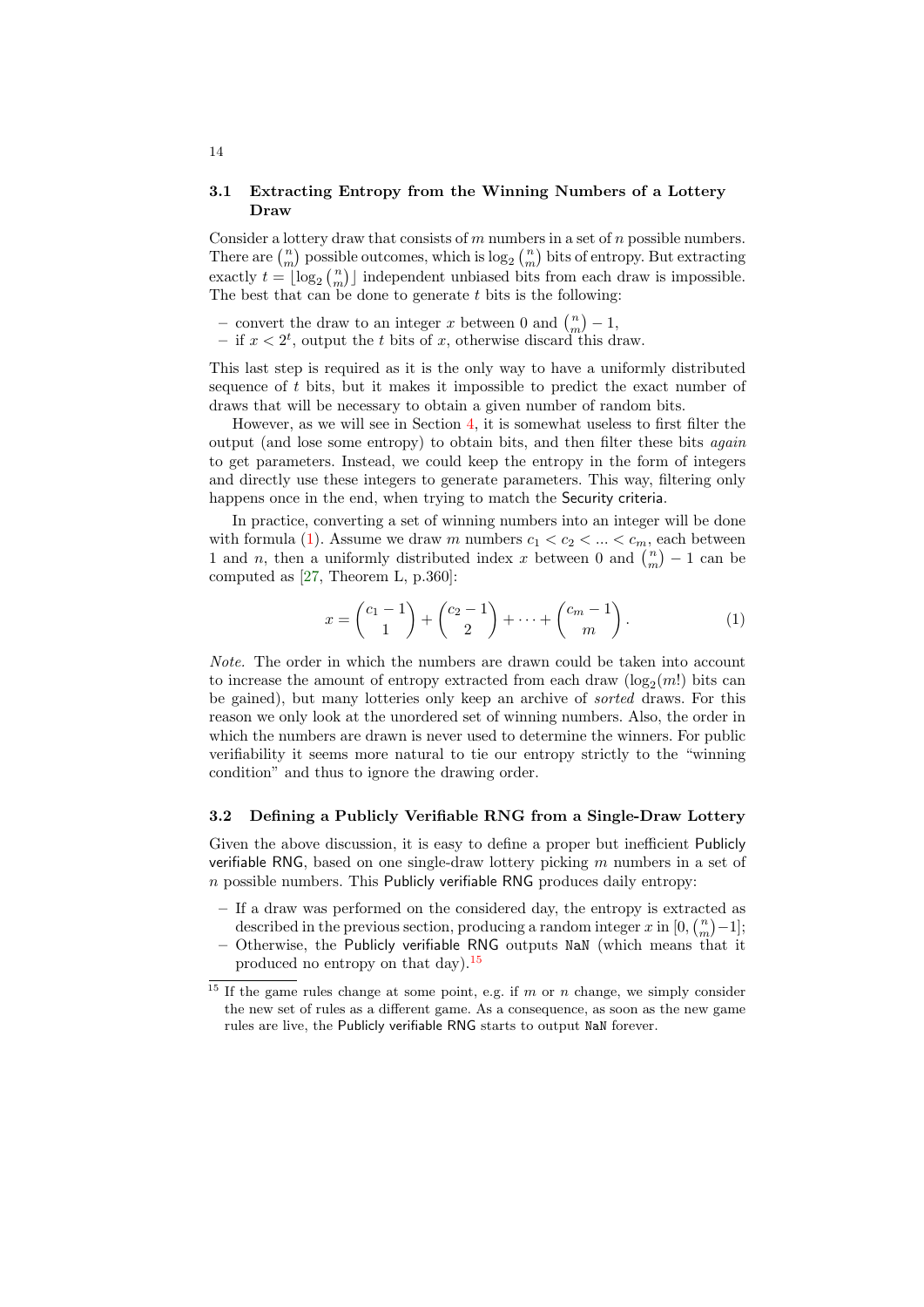### 3.1 Extracting Entropy from the Winning Numbers of a Lottery Draw

Consider a lottery draw that consists of $m$ numbers in a set of $n$ possible numbers. There are $\binom{n}{m}$ possible outcomes, which is $\log_2 \binom{n}{m}$ bits of entropy. But extracting exactly $t = \lfloor \log_2 \binom{n}{m} \rfloor$ independent unbiased bits from each draw is impossible. The best that can be done to generate $t$ bits is the following:

- convert the draw to an integer $x$ between 0 and $\binom{n}{m} - 1$,
- if $x < 2^t$, output the $t$ bits of $x$, otherwise discard this draw.

This last step is required as it is the only way to have a uniformly distributed sequence of $t$ bits, but it makes it impossible to predict the exact number of draws that will be necessary to obtain a given number of random bits.

However, as we will see in Section 4, it is somewhat useless to first filter the output (and lose some entropy) to obtain bits, and then filter these bits *again* to get parameters. Instead, we could keep the entropy in the form of integers and directly use these integers to generate parameters. This way, filtering only happens once in the end, when trying to match the Security criteria.

In practice, converting a set of winning numbers into an integer will be done with formula (1). Assume we draw $m$ numbers $c_1 < c_2 < ... < c_m$, each between 1 and $n$, then a uniformly distributed index $x$ between 0 and $\binom{n}{m} - 1$ can be computed as [27, Theorem L, p.360]:

$$x = \binom{c_1 - 1}{1} + \binom{c_2 - 1}{2} + \cdots + \binom{c_m - 1}{m}. \tag{1}$$

*Note.* The order in which the numbers are drawn could be taken into account to increase the amount of entropy extracted from each draw ($\log_2(m!)$ bits can be gained), but many lotteries only keep an archive of *sorted* draws. For this reason we only look at the unordered set of winning numbers. Also, the order in which the numbers are drawn is never used to determine the winners. For public verifiability it seems more natural to tie our entropy strictly to the "winning condition" and thus to ignore the drawing order.

### 3.2 Defining a Publicly Verifiable RNG from a Single-Draw Lottery

Given the above discussion, it is easy to define a proper but inefficient Publicly verifiable RNG, based on one single-draw lottery picking $m$ numbers in a set of $n$ possible numbers. This Publicly verifiable RNG produces daily entropy:

- If a draw was performed on the considered day, the entropy is extracted as described in the previous section, producing a random integer $x$ in $[0, \binom{n}{m} - 1]$;
- Otherwise, the Publicly verifiable RNG outputs `NaN` (which means that it produced no entropy on that day).[15]

[15] If the game rules change at some point, e.g. if $m$ or $n$ change, we simply consider the new set of rules as a different game. As a consequence, as soon as the new game rules are live, the Publicly verifiable RNG starts to output `NaN` forever.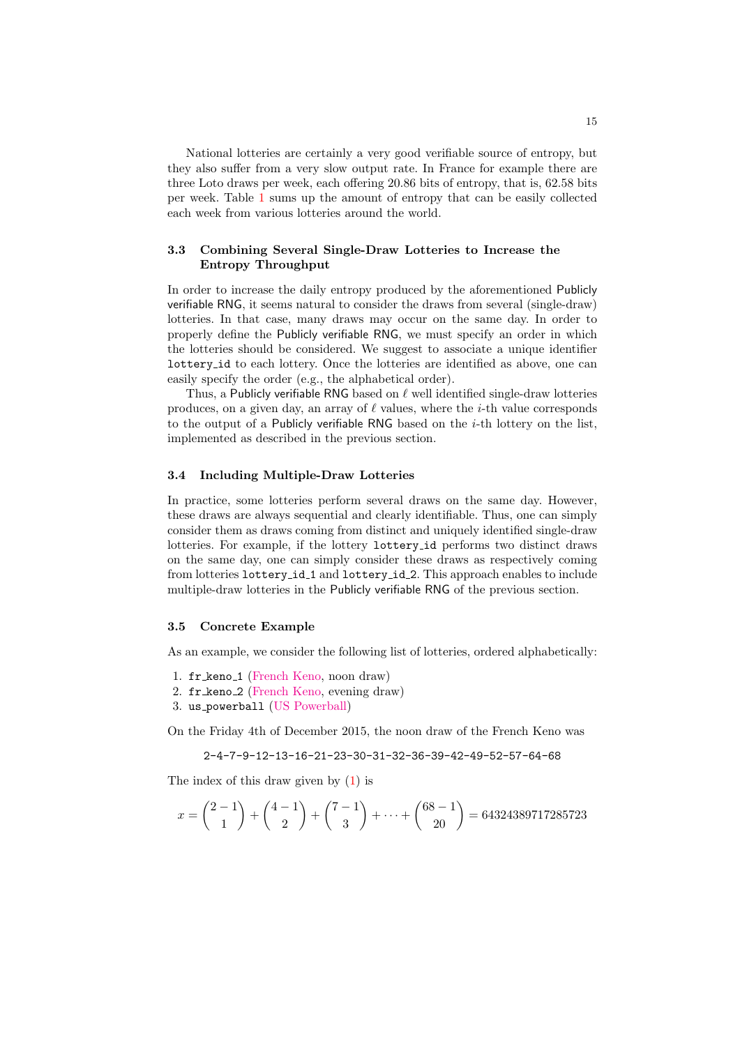National lotteries are certainly a very good verifiable source of entropy, but they also suffer from a very slow output rate. In France for example there are three Loto draws per week, each offering 20.86 bits of entropy, that is, 62.58 bits per week. Table 1 sums up the amount of entropy that can be easily collected each week from various lotteries around the world.

### 3.3 Combining Several Single-Draw Lotteries to Increase the Entropy Throughput

In order to increase the daily entropy produced by the aforementioned Publicly verifiable RNG, it seems natural to consider the draws from several (single-draw) lotteries. In that case, many draws may occur on the same day. In order to properly define the Publicly verifiable RNG, we must specify an order in which the lotteries should be considered. We suggest to associate a unique identifier `lottery_id` to each lottery. Once the lotteries are identified as above, one can easily specify the order (e.g., the alphabetical order).

Thus, a Publicly verifiable RNG based on $\ell$ well identified single-draw lotteries produces, on a given day, an array of $\ell$ values, where the $i$-th value corresponds to the output of a Publicly verifiable RNG based on the $i$-th lottery on the list, implemented as described in the previous section.

### 3.4 Including Multiple-Draw Lotteries

In practice, some lotteries perform several draws on the same day. However, these draws are always sequential and clearly identifiable. Thus, one can simply consider them as draws coming from distinct and uniquely identified single-draw lotteries. For example, if the lottery `lottery_id` performs two distinct draws on the same day, one can simply consider these draws as respectively coming from lotteries `lottery_id_1` and `lottery_id_2`. This approach enables to include multiple-draw lotteries in the Publicly verifiable RNG of the previous section.

### 3.5 Concrete Example

As an example, we consider the following list of lotteries, ordered alphabetically:

1. `fr_keno_1` (French Keno, noon draw)
2. `fr_keno_2` (French Keno, evening draw)
3. `us_powerball` (US Powerball)

On the Friday 4th of December 2015, the noon draw of the French Keno was

```
2-4-7-9-12-13-16-21-23-30-31-32-36-39-42-49-52-57-64-68
```

The index of this draw given by (1) is

$$x = \binom{2-1}{1} + \binom{4-1}{2} + \binom{7-1}{3} + \cdots + \binom{68-1}{20} = 64324389717285723$$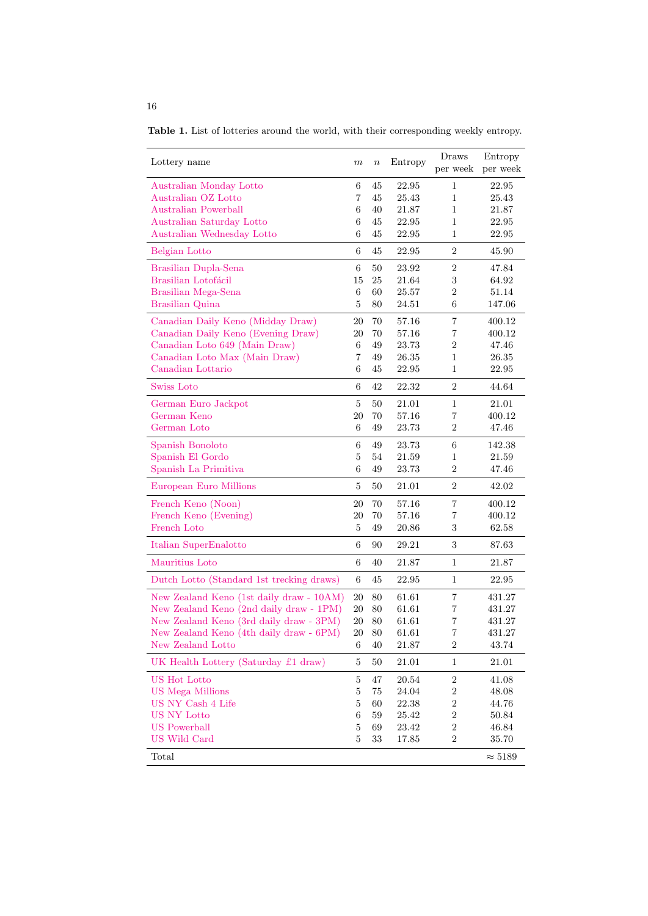**Table 1.** List of lotteries around the world, with their corresponding weekly entropy.

| Lottery name | $m$ | $n$ | Entropy | Draws per week | Entropy per week |
|---|---|---|---|---|---|
| Australian Monday Lotto | 6 | 45 | 22.95 | 1 | 22.95 |
| Australian OZ Lotto | 7 | 45 | 25.43 | 1 | 25.43 |
| Australian Powerball | 6 | 40 | 21.87 | 1 | 21.87 |
| Australian Saturday Lotto | 6 | 45 | 22.95 | 1 | 22.95 |
| Australian Wednesday Lotto | 6 | 45 | 22.95 | 1 | 22.95 |
| Belgian Lotto | 6 | 45 | 22.95 | 2 | 45.90 |
| Brasilian Dupla-Sena | 6 | 50 | 23.92 | 2 | 47.84 |
| Brasilian Lotofácil | 15 | 25 | 21.64 | 3 | 64.92 |
| Brasilian Mega-Sena | 6 | 60 | 25.57 | 2 | 51.14 |
| Brasilian Quina | 5 | 80 | 24.51 | 6 | 147.06 |
| Canadian Daily Keno (Midday Draw) | 20 | 70 | 57.16 | 7 | 400.12 |
| Canadian Daily Keno (Evening Draw) | 20 | 70 | 57.16 | 7 | 400.12 |
| Canadian Loto 649 (Main Draw) | 6 | 49 | 23.73 | 2 | 47.46 |
| Canadian Loto Max (Main Draw) | 7 | 49 | 26.35 | 1 | 26.35 |
| Canadian Lottario | 6 | 45 | 22.95 | 1 | 22.95 |
| Swiss Loto | 6 | 42 | 22.32 | 2 | 44.64 |
| German Euro Jackpot | 5 | 50 | 21.01 | 1 | 21.01 |
| German Keno | 20 | 70 | 57.16 | 7 | 400.12 |
| German Loto | 6 | 49 | 23.73 | 2 | 47.46 |
| Spanish Bonoloto | 6 | 49 | 23.73 | 6 | 142.38 |
| Spanish El Gordo | 5 | 54 | 21.59 | 1 | 21.59 |
| Spanish La Primitiva | 6 | 49 | 23.73 | 2 | 47.46 |
| European Euro Millions | 5 | 50 | 21.01 | 2 | 42.02 |
| French Keno (Noon) | 20 | 70 | 57.16 | 7 | 400.12 |
| French Keno (Evening) | 20 | 70 | 57.16 | 7 | 400.12 |
| French Loto | 5 | 49 | 20.86 | 3 | 62.58 |
| Italian SuperEnalotto | 6 | 90 | 29.21 | 3 | 87.63 |
| Mauritius Loto | 6 | 40 | 21.87 | 1 | 21.87 |
| Dutch Lotto (Standard 1st trecking draws) | 6 | 45 | 22.95 | 1 | 22.95 |
| New Zealand Keno (1st daily draw - 10AM) | 20 | 80 | 61.61 | 7 | 431.27 |
| New Zealand Keno (2nd daily draw - 1PM) | 20 | 80 | 61.61 | 7 | 431.27 |
| New Zealand Keno (3rd daily draw - 3PM) | 20 | 80 | 61.61 | 7 | 431.27 |
| New Zealand Keno (4th daily draw - 6PM) | 20 | 80 | 61.61 | 7 | 431.27 |
| New Zealand Lotto | 6 | 40 | 21.87 | 2 | 43.74 |
| UK Health Lottery (Saturday £1 draw) | 5 | 50 | 21.01 | 1 | 21.01 |
| US Hot Lotto | 5 | 47 | 20.54 | 2 | 41.08 |
| US Mega Millions | 5 | 75 | 24.04 | 2 | 48.08 |
| US NY Cash 4 Life | 5 | 60 | 22.38 | 2 | 44.76 |
| US NY Lotto | 6 | 59 | 25.42 | 2 | 50.84 |
| US Powerball | 5 | 69 | 23.42 | 2 | 46.84 |
| US Wild Card | 5 | 33 | 17.85 | 2 | 35.70 |
| Total | | | | | $\approx 5189$ |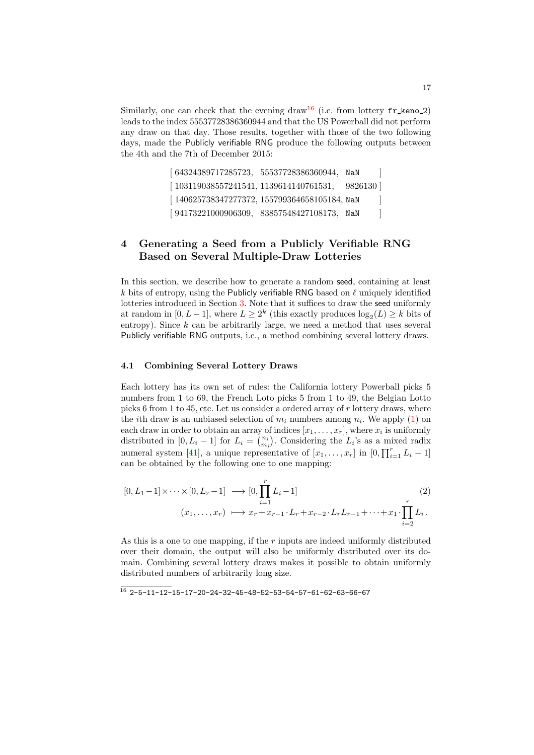Similarly, one can check that the evening draw[16] (i.e. from lottery `fr_keno_2`) leads to the index 55537728386360944 and that the US Powerball did not perform any draw on that day. Those results, together with those of the two following days, made the Publicly verifiable RNG produce the following outputs between the 4th and the 7th of December 2015:

```
[ 64324389717285723,  55537728386360944,  NaN     ]
[ 103119038557241541, 1139614140761531,   9826130 ]
[ 140625738347277372, 155799364658105184, NaN     ]
[ 94173221000906309,  83857548427108173,  NaN     ]
```

## 4 Generating a Seed from a Publicly Verifiable RNG Based on Several Multiple-Draw Lotteries

In this section, we describe how to generate a random seed, containing at least $k$ bits of entropy, using the Publicly verifiable RNG based on $\ell$ uniquely identified lotteries introduced in Section 3. Note that it suffices to draw the seed uniformly at random in $[0, L-1]$, where $L \geq 2^k$ (this exactly produces $\log_2(L) \geq k$ bits of entropy). Since $k$ can be arbitrarily large, we need a method that uses several Publicly verifiable RNG outputs, i.e., a method combining several lottery draws.

### 4.1 Combining Several Lottery Draws

Each lottery has its own set of rules: the California lottery Powerball picks 5 numbers from 1 to 69, the French Loto picks 5 from 1 to 49, the Belgian Lotto picks 6 from 1 to 45, etc. Let us consider a ordered array of $r$ lottery draws, where the $i$th draw is an unbiased selection of $m_i$ numbers among $n_i$. We apply (1) on each draw in order to obtain an array of indices $[x_1, \ldots, x_r]$, where $x_i$ is uniformly distributed in $[0, L_i - 1]$ for $L_i = \binom{n_i}{m_i}$. Considering the $L_i$'s as a mixed radix numeral system [41], a unique representative of $[x_1, \ldots, x_r]$ in $[0, \prod_{i=1}^{r} L_i - 1]$ can be obtained by the following one to one mapping:

$$
\begin{aligned}
[0, L_1 - 1] \times \cdots \times [0, L_r - 1] &\longrightarrow [0, \prod_{i=1}^{r} L_i - 1] \\
(x_1, \ldots, x_r) &\longmapsto x_r + x_{r-1} \cdot L_r + x_{r-2} \cdot L_r L_{r-1} + \cdots + x_1 \cdot \prod_{i=2}^{r} L_i \, .
\end{aligned}
\tag{2}
$$

As this is a one to one mapping, if the $r$ inputs are indeed uniformly distributed over their domain, the output will also be uniformly distributed over its domain. Combining several lottery draws makes it possible to obtain uniformly distributed numbers of arbitrarily long size.

---

[16] `2-5-11-12-15-17-20-24-32-45-48-52-53-54-57-61-62-63-66-67`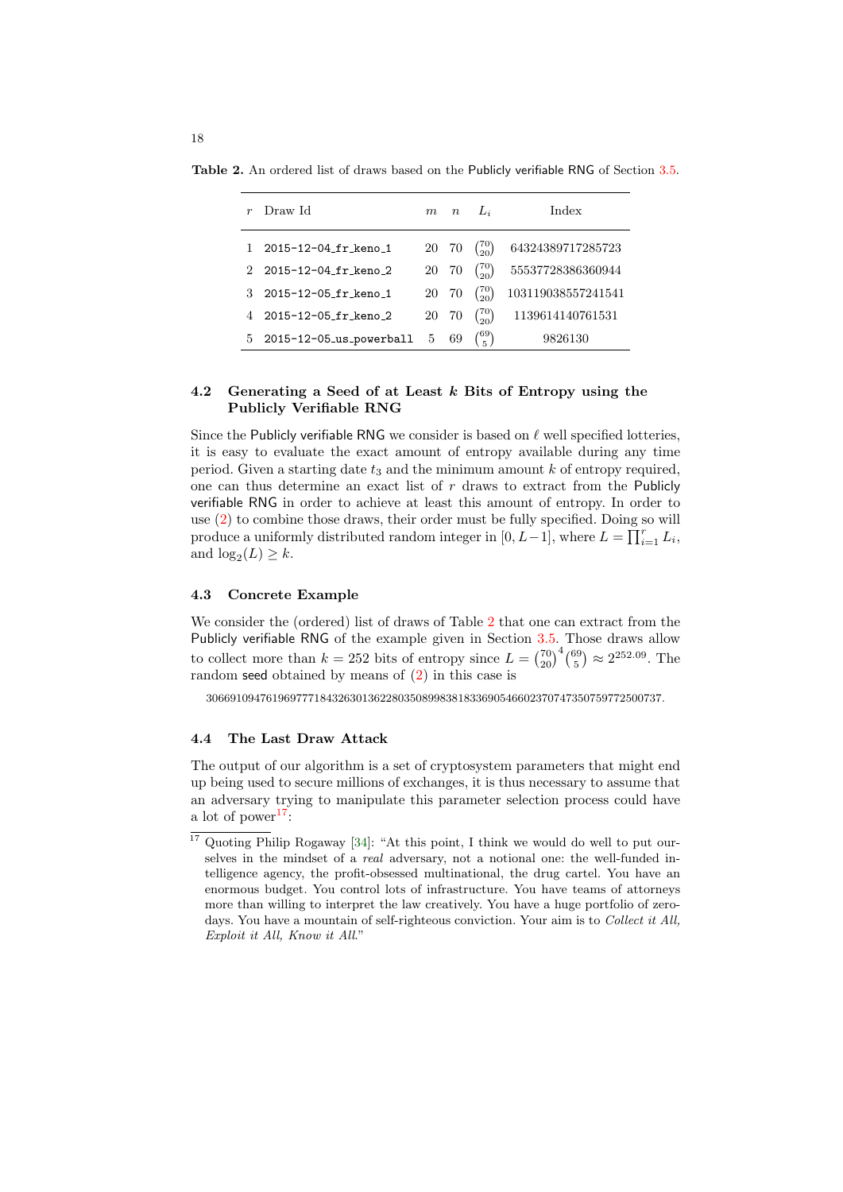**Table 2.** An ordered list of draws based on the Publicly verifiable RNG of Section 3.5.

| $r$ | Draw Id | $m$ | $n$ | $L_i$ | Index |
|---|---|---|---|---|---|
| 1 | `2015-12-04_fr_keno_1` | 20 | 70 | $\binom{70}{20}$ | 643243897172857​23 |
| 2 | `2015-12-04_fr_keno_2` | 20 | 70 | $\binom{70}{20}$ | 555377283863609​44 |
| 3 | `2015-12-05_fr_keno_1` | 20 | 70 | $\binom{70}{20}$ | 103119038557241541 |
| 4 | `2015-12-05_fr_keno_2` | 20 | 70 | $\binom{70}{20}$ | 1139614140761531 |
| 5 | `2015-12-05_us_powerball` | 5 | 69 | $\binom{69}{5}$ | 9826130 |

### 4.2 Generating a Seed of at Least $k$ Bits of Entropy using the Publicly Verifiable RNG

Since the Publicly verifiable RNG we consider is based on $\ell$ well specified lotteries, it is easy to evaluate the exact amount of entropy available during any time period. Given a starting date $t_3$ and the minimum amount $k$ of entropy required, one can thus determine an exact list of $r$ draws to extract from the Publicly verifiable RNG in order to achieve at least this amount of entropy. In order to use (2) to combine those draws, their order must be fully specified. Doing so will produce a uniformly distributed random integer in $[0, L-1]$, where $L = \prod_{i=1}^{r} L_i$, and $\log_2(L) \geq k$.

### 4.3 Concrete Example

We consider the (ordered) list of draws of Table 2 that one can extract from the Publicly verifiable RNG of the example given in Section 3.5. Those draws allow to collect more than $k = 252$ bits of entropy since $L = \binom{70}{20}^4 \binom{69}{5} \approx 2^{252.09}$. The random seed obtained by means of (2) in this case is

3066910947619697771843263013622803508998381833690546602370747350759772500737.

### 4.4 The Last Draw Attack

The output of our algorithm is a set of cryptosystem parameters that might end up being used to secure millions of exchanges, it is thus necessary to assume that an adversary trying to manipulate this parameter selection process could have a lot of power[17]:

[17] Quoting Philip Rogaway [34]: "At this point, I think we would do well to put ourselves in the mindset of a *real* adversary, not a notional one: the well-funded intelligence agency, the profit-obsessed multinational, the drug cartel. You have an enormous budget. You control lots of infrastructure. You have teams of attorneys more than willing to interpret the law creatively. You have a huge portfolio of zero-days. You have a mountain of self-righteous conviction. Your aim is to *Collect it All, Exploit it All, Know it All*."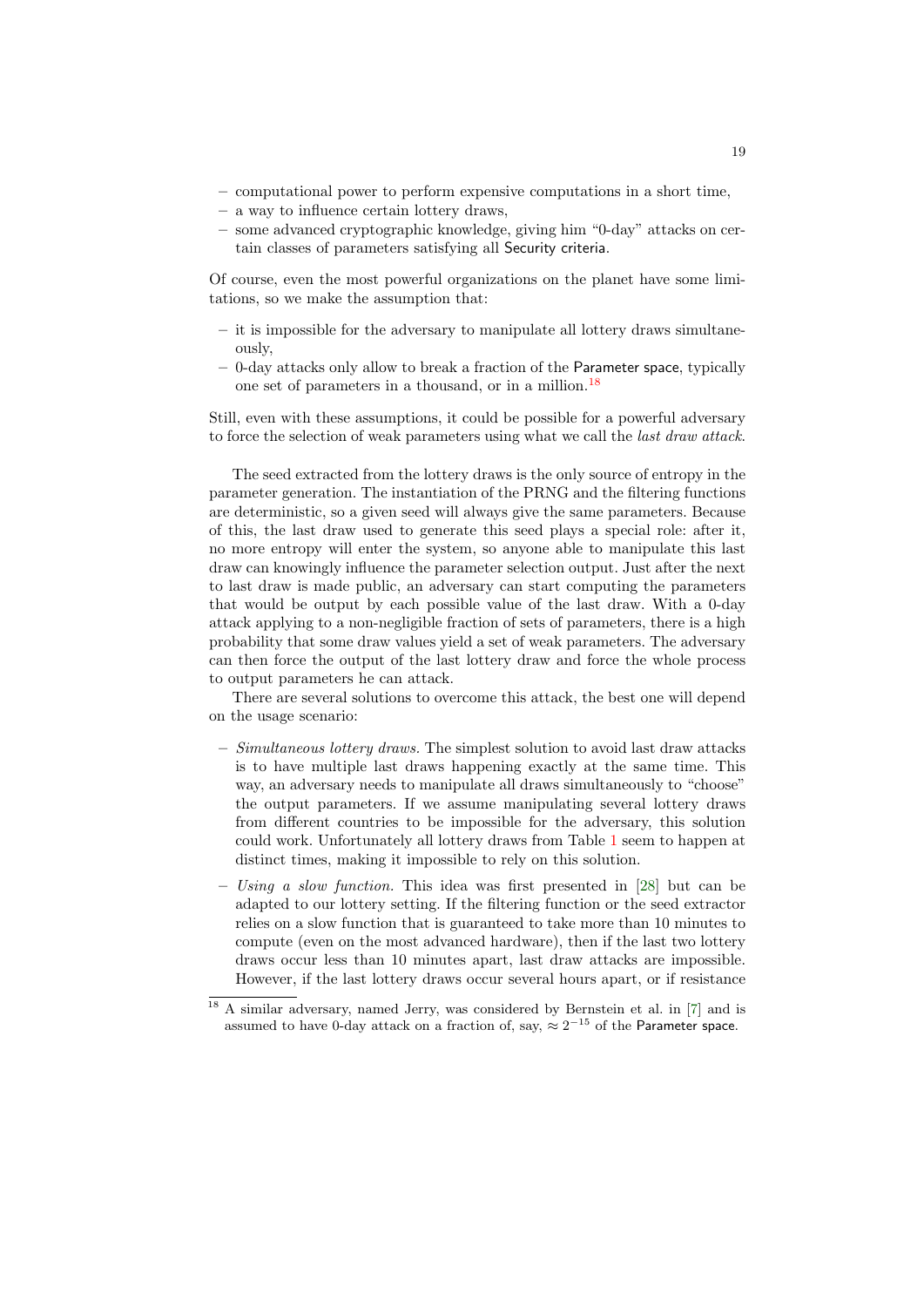- computational power to perform expensive computations in a short time,
- a way to influence certain lottery draws,
- some advanced cryptographic knowledge, giving him "0-day" attacks on certain classes of parameters satisfying all Security criteria.

Of course, even the most powerful organizations on the planet have some limitations, so we make the assumption that:

- it is impossible for the adversary to manipulate all lottery draws simultaneously,
- 0-day attacks only allow to break a fraction of the Parameter space, typically one set of parameters in a thousand, or in a million.[18]

Still, even with these assumptions, it could be possible for a powerful adversary to force the selection of weak parameters using what we call the *last draw attack*.

The seed extracted from the lottery draws is the only source of entropy in the parameter generation. The instantiation of the PRNG and the filtering functions are deterministic, so a given seed will always give the same parameters. Because of this, the last draw used to generate this seed plays a special role: after it, no more entropy will enter the system, so anyone able to manipulate this last draw can knowingly influence the parameter selection output. Just after the next to last draw is made public, an adversary can start computing the parameters that would be output by each possible value of the last draw. With a 0-day attack applying to a non-negligible fraction of sets of parameters, there is a high probability that some draw values yield a set of weak parameters. The adversary can then force the output of the last lottery draw and force the whole process to output parameters he can attack.

There are several solutions to overcome this attack, the best one will depend on the usage scenario:

- *Simultaneous lottery draws.* The simplest solution to avoid last draw attacks is to have multiple last draws happening exactly at the same time. This way, an adversary needs to manipulate all draws simultaneously to "choose" the output parameters. If we assume manipulating several lottery draws from different countries to be impossible for the adversary, this solution could work. Unfortunately all lottery draws from Table 1 seem to happen at distinct times, making it impossible to rely on this solution.
- *Using a slow function.* This idea was first presented in [28] but can be adapted to our lottery setting. If the filtering function or the seed extractor relies on a slow function that is guaranteed to take more than 10 minutes to compute (even on the most advanced hardware), then if the last two lottery draws occur less than 10 minutes apart, last draw attacks are impossible. However, if the last lottery draws occur several hours apart, or if resistance

[18] A similar adversary, named Jerry, was considered by Bernstein et al. in [7] and is assumed to have 0-day attack on a fraction of, say, $\approx 2^{-15}$ of the Parameter space.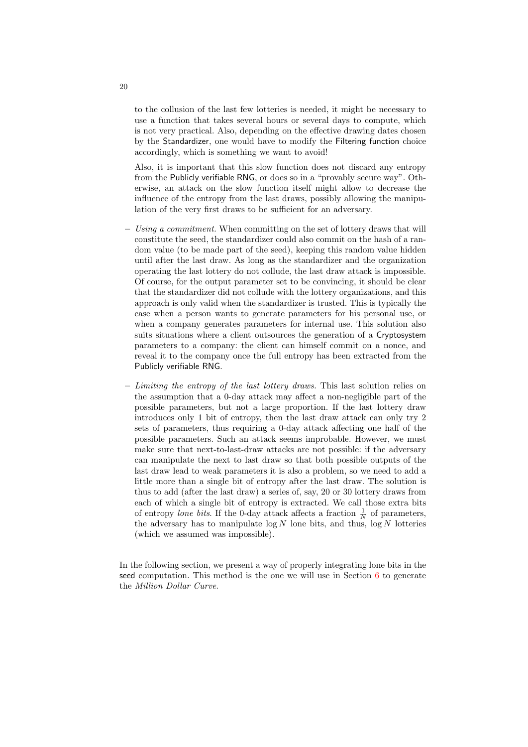to the collusion of the last few lotteries is needed, it might be necessary to use a function that takes several hours or several days to compute, which is not very practical. Also, depending on the effective drawing dates chosen by the Standardizer, one would have to modify the Filtering function choice accordingly, which is something we want to avoid!

Also, it is important that this slow function does not discard any entropy from the Publicly verifiable RNG, or does so in a "provably secure way". Otherwise, an attack on the slow function itself might allow to decrease the influence of the entropy from the last draws, possibly allowing the manipulation of the very first draws to be sufficient for an adversary.

- *Using a commitment.* When committing on the set of lottery draws that will constitute the seed, the standardizer could also commit on the hash of a random value (to be made part of the seed), keeping this random value hidden until after the last draw. As long as the standardizer and the organization operating the last lottery do not collude, the last draw attack is impossible. Of course, for the output parameter set to be convincing, it should be clear that the standardizer did not collude with the lottery organizations, and this approach is only valid when the standardizer is trusted. This is typically the case when a person wants to generate parameters for his personal use, or when a company generates parameters for internal use. This solution also suits situations where a client outsources the generation of a Cryptosystem parameters to a company: the client can himself commit on a nonce, and reveal it to the company once the full entropy has been extracted from the Publicly verifiable RNG.
- *Limiting the entropy of the last lottery draws.* This last solution relies on the assumption that a 0-day attack may affect a non-negligible part of the possible parameters, but not a large proportion. If the last lottery draw introduces only 1 bit of entropy, then the last draw attack can only try 2 sets of parameters, thus requiring a 0-day attack affecting one half of the possible parameters. Such an attack seems improbable. However, we must make sure that next-to-last-draw attacks are not possible: if the adversary can manipulate the next to last draw so that both possible outputs of the last draw lead to weak parameters it is also a problem, so we need to add a little more than a single bit of entropy after the last draw. The solution is thus to add (after the last draw) a series of, say, 20 or 30 lottery draws from each of which a single bit of entropy is extracted. We call those extra bits of entropy *lone bits*. If the 0-day attack affects a fraction $\frac{1}{N}$ of parameters, the adversary has to manipulate $\log N$ lone bits, and thus, $\log N$ lotteries (which we assumed was impossible).

In the following section, we present a way of properly integrating lone bits in the seed computation. This method is the one we will use in Section 6 to generate the *Million Dollar Curve*.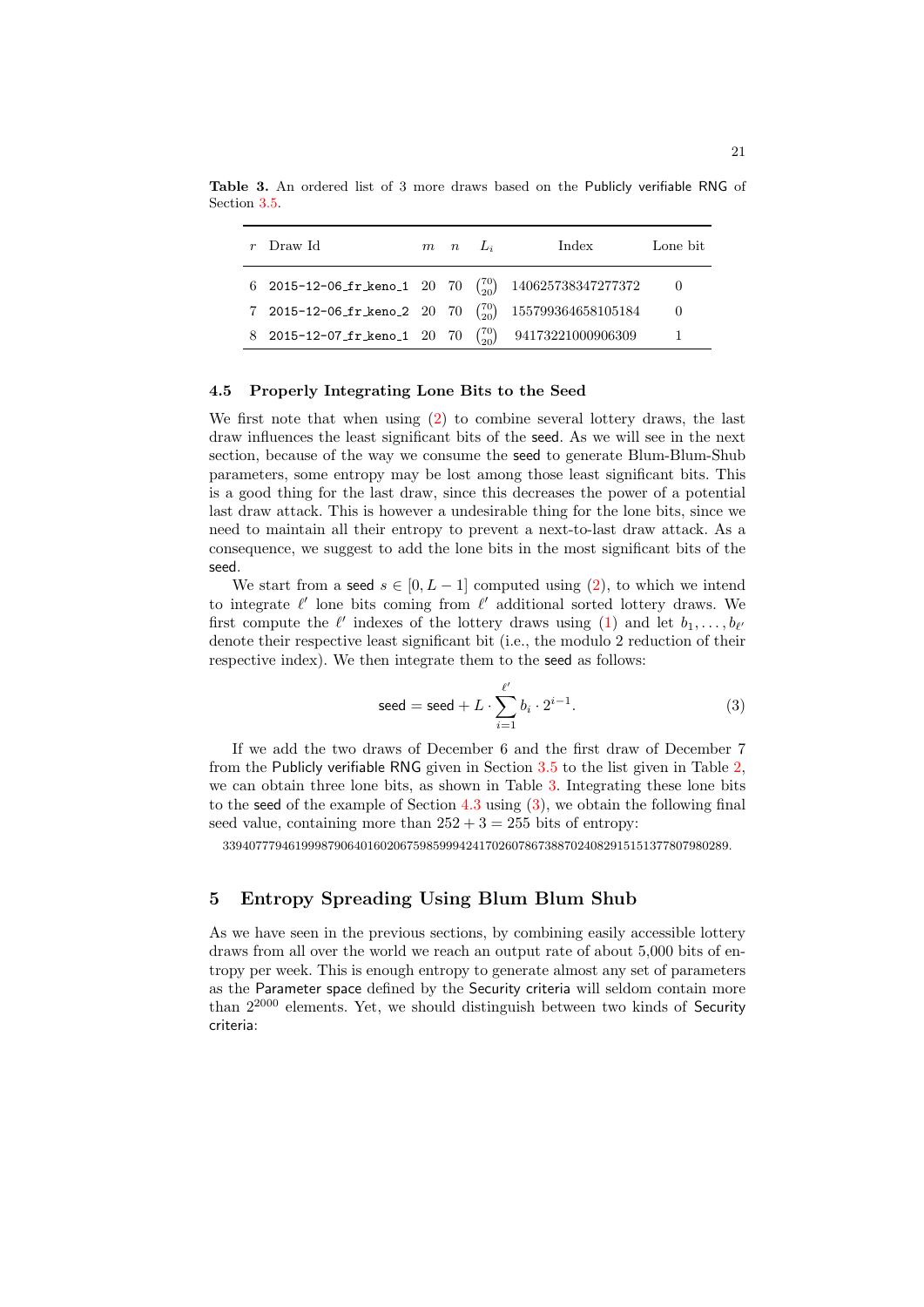**Table 3.** An ordered list of 3 more draws based on the Publicly verifiable RNG of Section 3.5.

| $r$ | Draw Id | $m$ | $n$ | $L_i$ | Index | Lone bit |
|---|---|---|---|---|---|---|
| 6 | 2015-12-06_fr_keno_1 | 20 | 70 | $\binom{70}{20}$ | 140625738347277372 | 0 |
| 7 | 2015-12-06_fr_keno_2 | 20 | 70 | $\binom{70}{20}$ | 155799364658105184 | 0 |
| 8 | 2015-12-07_fr_keno_1 | 20 | 70 | $\binom{70}{20}$ | 94173221000906309 | 1 |

### 4.5 Properly Integrating Lone Bits to the Seed

We first note that when using (2) to combine several lottery draws, the last draw influences the least significant bits of the seed. As we will see in the next section, because of the way we consume the seed to generate Blum-Blum-Shub parameters, some entropy may be lost among those least significant bits. This is a good thing for the last draw, since this decreases the power of a potential last draw attack. This is however a undesirable thing for the lone bits, since we need to maintain all their entropy to prevent a next-to-last draw attack. As a consequence, we suggest to add the lone bits in the most significant bits of the seed.

We start from a seed $s \in [0, L-1]$ computed using (2), to which we intend to integrate $\ell'$ lone bits coming from $\ell'$ additional sorted lottery draws. We first compute the $\ell'$ indexes of the lottery draws using (1) and let $b_1, \ldots, b_{\ell'}$ denote their respective least significant bit (i.e., the modulo 2 reduction of their respective index). We then integrate them to the seed as follows:

$$\mathsf{seed} = \mathsf{seed} + L \cdot \sum_{i=1}^{\ell'} b_i \cdot 2^{i-1}. \tag{3}$$

If we add the two draws of December 6 and the first draw of December 7 from the Publicly verifiable RNG given in Section 3.5 to the list given in Table 2, we can obtain three lone bits, as shown in Table 3. Integrating these lone bits to the seed of the example of Section 4.3 using (3), we obtain the following final seed value, containing more than $252 + 3 = 255$ bits of entropy:

33940777946199987906401602067598599942417026078673887024082915151377807980289.

## 5 Entropy Spreading Using Blum Blum Shub

As we have seen in the previous sections, by combining easily accessible lottery draws from all over the world we reach an output rate of about 5,000 bits of entropy per week. This is enough entropy to generate almost any set of parameters as the Parameter space defined by the Security criteria will seldom contain more than $2^{2000}$ elements. Yet, we should distinguish between two kinds of Security criteria: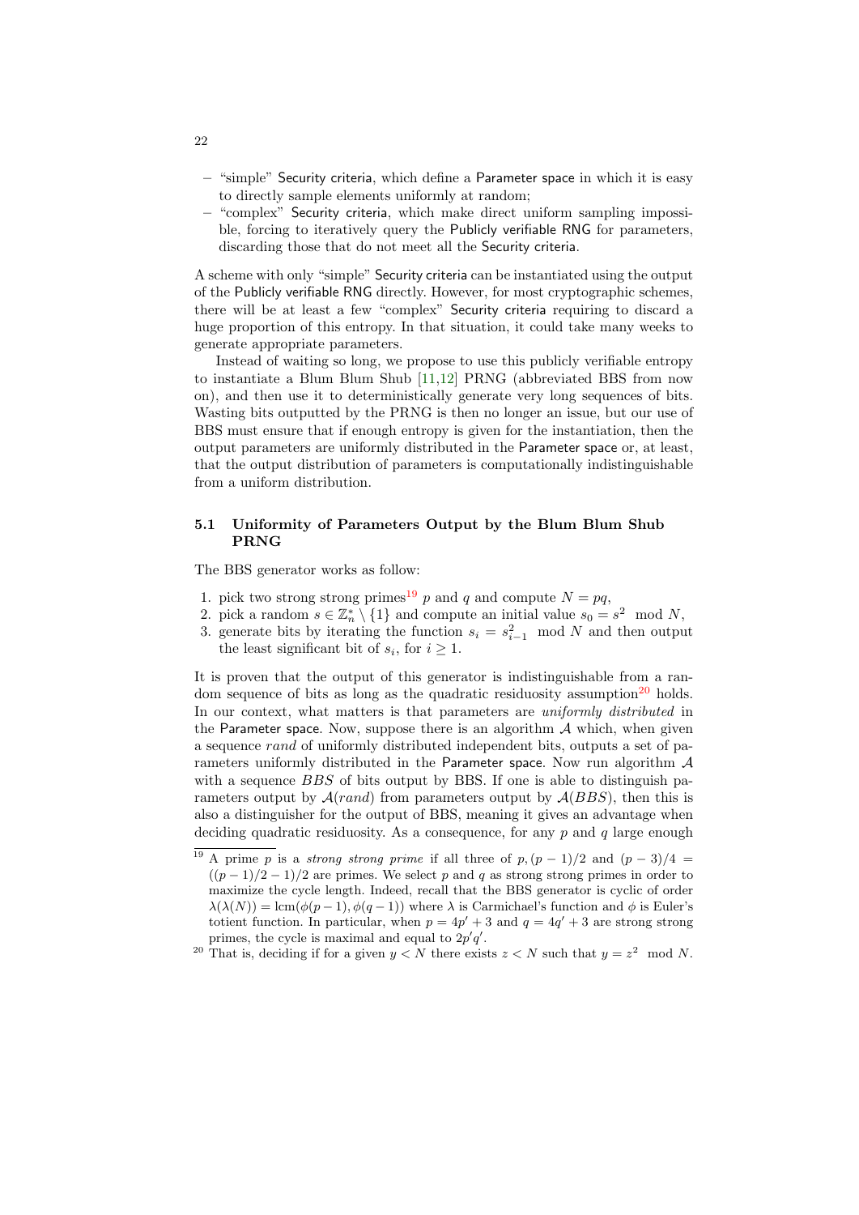- "simple" Security criteria, which define a Parameter space in which it is easy to directly sample elements uniformly at random;
- "complex" Security criteria, which make direct uniform sampling impossible, forcing to iteratively query the Publicly verifiable RNG for parameters, discarding those that do not meet all the Security criteria.

A scheme with only "simple" Security criteria can be instantiated using the output of the Publicly verifiable RNG directly. However, for most cryptographic schemes, there will be at least a few "complex" Security criteria requiring to discard a huge proportion of this entropy. In that situation, it could take many weeks to generate appropriate parameters.

Instead of waiting so long, we propose to use this publicly verifiable entropy to instantiate a Blum Blum Shub [11,12] PRNG (abbreviated BBS from now on), and then use it to deterministically generate very long sequences of bits. Wasting bits outputted by the PRNG is then no longer an issue, but our use of BBS must ensure that if enough entropy is given for the instantiation, then the output parameters are uniformly distributed in the Parameter space or, at least, that the output distribution of parameters is computationally indistinguishable from a uniform distribution.

### 5.1 Uniformity of Parameters Output by the Blum Blum Shub PRNG

The BBS generator works as follow:

1. pick two strong strong primes[19] $p$ and $q$ and compute $N = pq$,
2. pick a random $s \in \mathbb{Z}_n^* \setminus \{1\}$ and compute an initial value $s_0 = s^2 \mod N$,
3. generate bits by iterating the function $s_i = s_{i-1}^2 \mod N$ and then output the least significant bit of $s_i$, for $i \geq 1$.

It is proven that the output of this generator is indistinguishable from a random sequence of bits as long as the quadratic residuosity assumption[20] holds. In our context, what matters is that parameters are *uniformly distributed* in the Parameter space. Now, suppose there is an algorithm $\mathcal{A}$ which, when given a sequence $rand$ of uniformly distributed independent bits, outputs a set of parameters uniformly distributed in the Parameter space. Now run algorithm $\mathcal{A}$ with a sequence $BBS$ of bits output by BBS. If one is able to distinguish parameters output by $\mathcal{A}(rand)$ from parameters output by $\mathcal{A}(BBS)$, then this is also a distinguisher for the output of BBS, meaning it gives an advantage when deciding quadratic residuosity. As a consequence, for any $p$ and $q$ large enough

[19] A prime $p$ is a *strong strong prime* if all three of $p, (p-1)/2$ and $(p-3)/4 = ((p-1)/2-1)/2$ are primes. We select $p$ and $q$ as strong strong primes in order to maximize the cycle length. Indeed, recall that the BBS generator is cyclic of order $\lambda(\lambda(N)) = \text{lcm}(\phi(p-1), \phi(q-1))$ where $\lambda$ is Carmichael's function and $\phi$ is Euler's totient function. In particular, when $p = 4p' + 3$ and $q = 4q' + 3$ are strong strong primes, the cycle is maximal and equal to $2p'q'$.

[20] That is, deciding if for a given $y < N$ there exists $z < N$ such that $y = z^2 \mod N$.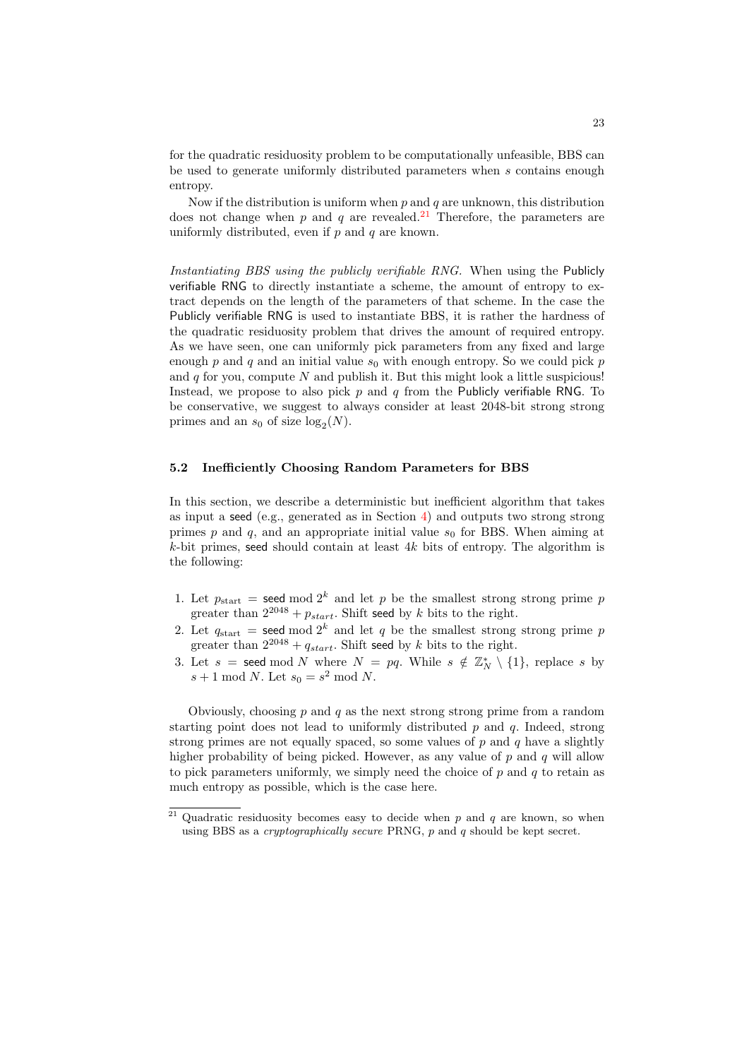for the quadratic residuosity problem to be computationally unfeasible, BBS can be used to generate uniformly distributed parameters when $s$ contains enough entropy.

Now if the distribution is uniform when $p$ and $q$ are unknown, this distribution does not change when $p$ and $q$ are revealed.[21] Therefore, the parameters are uniformly distributed, even if $p$ and $q$ are known.

*Instantiating BBS using the publicly verifiable RNG.* When using the Publicly verifiable RNG to directly instantiate a scheme, the amount of entropy to extract depends on the length of the parameters of that scheme. In the case the Publicly verifiable RNG is used to instantiate BBS, it is rather the hardness of the quadratic residuosity problem that drives the amount of required entropy. As we have seen, one can uniformly pick parameters from any fixed and large enough $p$ and $q$ and an initial value $s_0$ with enough entropy. So we could pick $p$ and $q$ for you, compute $N$ and publish it. But this might look a little suspicious! Instead, we propose to also pick $p$ and $q$ from the Publicly verifiable RNG. To be conservative, we suggest to always consider at least 2048-bit strong strong primes and an $s_0$ of size $\log_2(N)$.

### 5.2 Inefficiently Choosing Random Parameters for BBS

In this section, we describe a deterministic but inefficient algorithm that takes as input a seed (e.g., generated as in Section 4) and outputs two strong strong primes $p$ and $q$, and an appropriate initial value $s_0$ for BBS. When aiming at $k$-bit primes, seed should contain at least $4k$ bits of entropy. The algorithm is the following:

1. Let $p_{\text{start}} = \text{seed} \bmod 2^k$ and let $p$ be the smallest strong strong prime $p$ greater than $2^{2048} + p_{start}$. Shift seed by $k$ bits to the right.
2. Let $q_{\text{start}} = \text{seed} \bmod 2^k$ and let $q$ be the smallest strong strong prime $p$ greater than $2^{2048} + q_{start}$. Shift seed by $k$ bits to the right.
3. Let $s = \text{seed} \bmod N$ where $N = pq$. While $s \notin \mathbb{Z}_N^* \setminus \{1\}$, replace $s$ by $s + 1 \bmod N$. Let $s_0 = s^2 \bmod N$.

Obviously, choosing $p$ and $q$ as the next strong strong prime from a random starting point does not lead to uniformly distributed $p$ and $q$. Indeed, strong strong primes are not equally spaced, so some values of $p$ and $q$ have a slightly higher probability of being picked. However, as any value of $p$ and $q$ will allow to pick parameters uniformly, we simply need the choice of $p$ and $q$ to retain as much entropy as possible, which is the case here.

[21] Quadratic residuosity becomes easy to decide when $p$ and $q$ are known, so when using BBS as a *cryptographically secure* PRNG, $p$ and $q$ should be kept secret.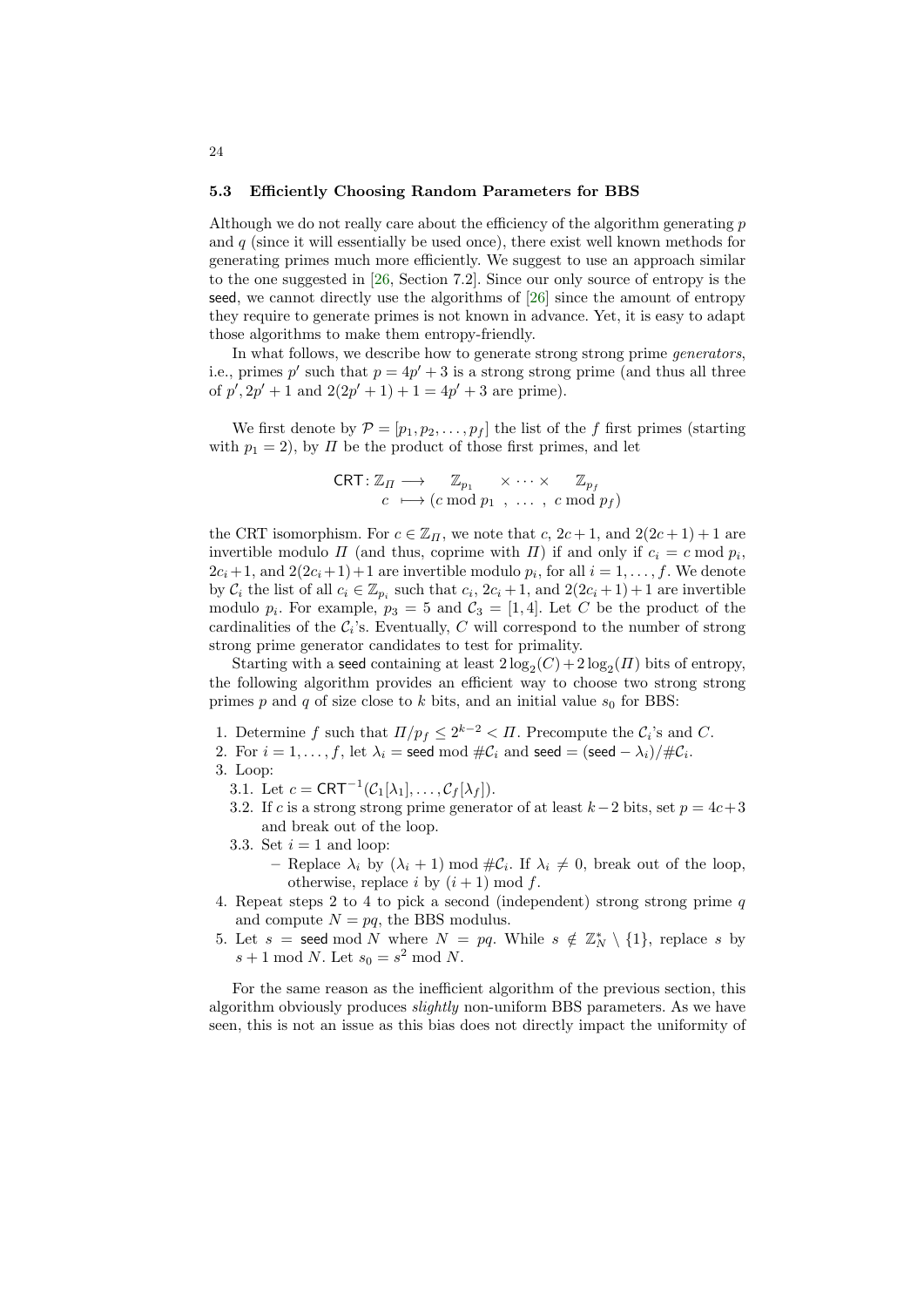### 5.3 Efficiently Choosing Random Parameters for BBS

Although we do not really care about the efficiency of the algorithm generating $p$ and $q$ (since it will essentially be used once), there exist well known methods for generating primes much more efficiently. We suggest to use an approach similar to the one suggested in [26, Section 7.2]. Since our only source of entropy is the $\mathsf{seed}$, we cannot directly use the algorithms of [26] since the amount of entropy they require to generate primes is not known in advance. Yet, it is easy to adapt those algorithms to make them entropy-friendly.

In what follows, we describe how to generate strong strong prime *generators*, i.e., primes $p'$ such that $p = 4p' + 3$ is a strong strong prime (and thus all three of $p', 2p' + 1$ and $2(2p' + 1) + 1 = 4p' + 3$ are prime).

We first denote by $\mathcal{P} = [p_1, p_2, \ldots, p_f]$ the list of the $f$ first primes (starting with $p_1 = 2$), by $\Pi$ be the product of those first primes, and let

$$\begin{aligned} \mathsf{CRT}\colon \mathbb{Z}_{\Pi} &\longrightarrow \quad \mathbb{Z}_{p_1} \quad \times \cdots \times \quad \mathbb{Z}_{p_f} \\ c &\longmapsto (c \bmod p_1 \ , \ \ldots \ , \ c \bmod p_f) \end{aligned}$$

the CRT isomorphism. For $c \in \mathbb{Z}_{\Pi}$, we note that $c$, $2c + 1$, and $2(2c + 1) + 1$ are invertible modulo $\Pi$ (and thus, coprime with $\Pi$) if and only if $c_i = c \bmod p_i$, $2c_i + 1$, and $2(2c_i + 1) + 1$ are invertible modulo $p_i$, for all $i = 1, \ldots, f$. We denote by $\mathcal{C}_i$ the list of all $c_i \in \mathbb{Z}_{p_i}$ such that $c_i$, $2c_i + 1$, and $2(2c_i + 1) + 1$ are invertible modulo $p_i$. For example, $p_3 = 5$ and $\mathcal{C}_3 = [1, 4]$. Let $C$ be the product of the cardinalities of the $\mathcal{C}_i$'s. Eventually, $C$ will correspond to the number of strong strong prime generator candidates to test for primality.

Starting with a $\mathsf{seed}$ containing at least $2\log_2(C) + 2\log_2(\Pi)$ bits of entropy, the following algorithm provides an efficient way to choose two strong strong primes $p$ and $q$ of size close to $k$ bits, and an initial value $s_0$ for BBS:

1. Determine $f$ such that $\Pi/p_f \leq 2^{k-2} < \Pi$. Precompute the $\mathcal{C}_i$'s and $C$.
2. For $i = 1, \ldots, f$, let $\lambda_i = \mathsf{seed} \bmod \#\mathcal{C}_i$ and $\mathsf{seed} = (\mathsf{seed} - \lambda_i)/\#\mathcal{C}_i$.
3. Loop:
   - 3.1. Let $c = \mathsf{CRT}^{-1}(\mathcal{C}_1[\lambda_1], \ldots, \mathcal{C}_f[\lambda_f])$.
   - 3.2. If $c$ is a strong strong prime generator of at least $k-2$ bits, set $p = 4c+3$ and break out of the loop.
   - 3.3. Set $i = 1$ and loop:
     - Replace $\lambda_i$ by $(\lambda_i + 1) \bmod \#\mathcal{C}_i$. If $\lambda_i \neq 0$, break out of the loop, otherwise, replace $i$ by $(i + 1) \bmod f$.
4. Repeat steps 2 to 4 to pick a second (independent) strong strong prime $q$ and compute $N = pq$, the BBS modulus.
5. Let $s = \mathsf{seed} \bmod N$ where $N = pq$. While $s \notin \mathbb{Z}_N^* \setminus \{1\}$, replace $s$ by $s + 1 \bmod N$. Let $s_0 = s^2 \bmod N$.

For the same reason as the inefficient algorithm of the previous section, this algorithm obviously produces *slightly* non-uniform BBS parameters. As we have seen, this is not an issue as this bias does not directly impact the uniformity of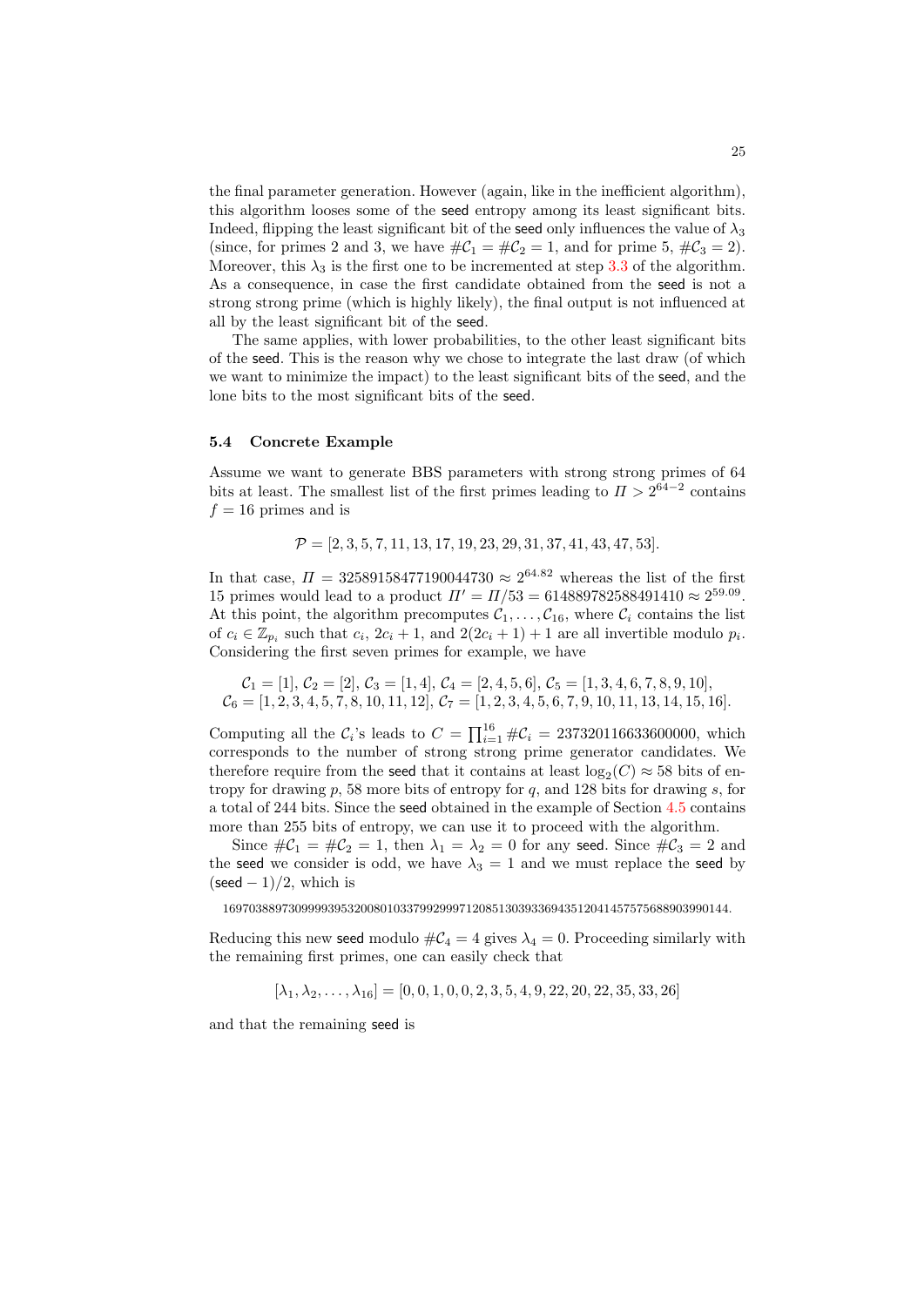the final parameter generation. However (again, like in the inefficient algorithm), this algorithm looses some of the seed entropy among its least significant bits. Indeed, flipping the least significant bit of the seed only influences the value of $\lambda_3$ (since, for primes 2 and 3, we have $\#\mathcal{C}_1 = \#\mathcal{C}_2 = 1$, and for prime 5, $\#\mathcal{C}_3 = 2$). Moreover, this $\lambda_3$ is the first one to be incremented at step 3.3 of the algorithm. As a consequence, in case the first candidate obtained from the seed is not a strong strong prime (which is highly likely), the final output is not influenced at all by the least significant bit of the seed.

The same applies, with lower probabilities, to the other least significant bits of the seed. This is the reason why we chose to integrate the last draw (of which we want to minimize the impact) to the least significant bits of the seed, and the lone bits to the most significant bits of the seed.

### 5.4 Concrete Example

Assume we want to generate BBS parameters with strong strong primes of 64 bits at least. The smallest list of the first primes leading to $\Pi > 2^{64-2}$ contains $f = 16$ primes and is

$$\mathcal{P} = [2, 3, 5, 7, 11, 13, 17, 19, 23, 29, 31, 37, 41, 43, 47, 53].$$

In that case, $\Pi = 32589158477190044730 \approx 2^{64.82}$ whereas the list of the first 15 primes would lead to a product $\Pi' = \Pi/53 = 614889782588491410 \approx 2^{59.09}$. At this point, the algorithm precomputes $\mathcal{C}_1, \ldots, \mathcal{C}_{16}$, where $\mathcal{C}_i$ contains the list of $c_i \in \mathbb{Z}_{p_i}$ such that $c_i$, $2c_i + 1$, and $2(2c_i + 1) + 1$ are all invertible modulo $p_i$. Considering the first seven primes for example, we have

$$\mathcal{C}_1 = [1],\ \mathcal{C}_2 = [2],\ \mathcal{C}_3 = [1, 4],\ \mathcal{C}_4 = [2, 4, 5, 6],\ \mathcal{C}_5 = [1, 3, 4, 6, 7, 8, 9, 10],$$
$$\mathcal{C}_6 = [1, 2, 3, 4, 5, 7, 8, 10, 11, 12],\ \mathcal{C}_7 = [1, 2, 3, 4, 5, 6, 7, 9, 10, 11, 13, 14, 15, 16].$$

Computing all the $\mathcal{C}_i$'s leads to $C = \prod_{i=1}^{16} \#\mathcal{C}_i = 237320116633600000$, which corresponds to the number of strong strong prime generator candidates. We therefore require from the seed that it contains at least $\log_2(C) \approx 58$ bits of entropy for drawing $p$, 58 more bits of entropy for $q$, and 128 bits for drawing $s$, for a total of 244 bits. Since the seed obtained in the example of Section 4.5 contains more than 255 bits of entropy, we can use it to proceed with the algorithm.

Since $\#\mathcal{C}_1 = \#\mathcal{C}_2 = 1$, then $\lambda_1 = \lambda_2 = 0$ for any seed. Since $\#\mathcal{C}_3 = 2$ and the seed we consider is odd, we have $\lambda_3 = 1$ and we must replace the seed by $(\mathsf{seed} - 1)/2$, which is

16970388973099993953200801033799299971208513039336943512041457575688903990144.

Reducing this new seed modulo $\#\mathcal{C}_4 = 4$ gives $\lambda_4 = 0$. Proceeding similarly with the remaining first primes, one can easily check that

$$[\lambda_1, \lambda_2, \ldots, \lambda_{16}] = [0, 0, 1, 0, 0, 2, 3, 5, 4, 9, 22, 20, 22, 35, 33, 26]$$

and that the remaining seed is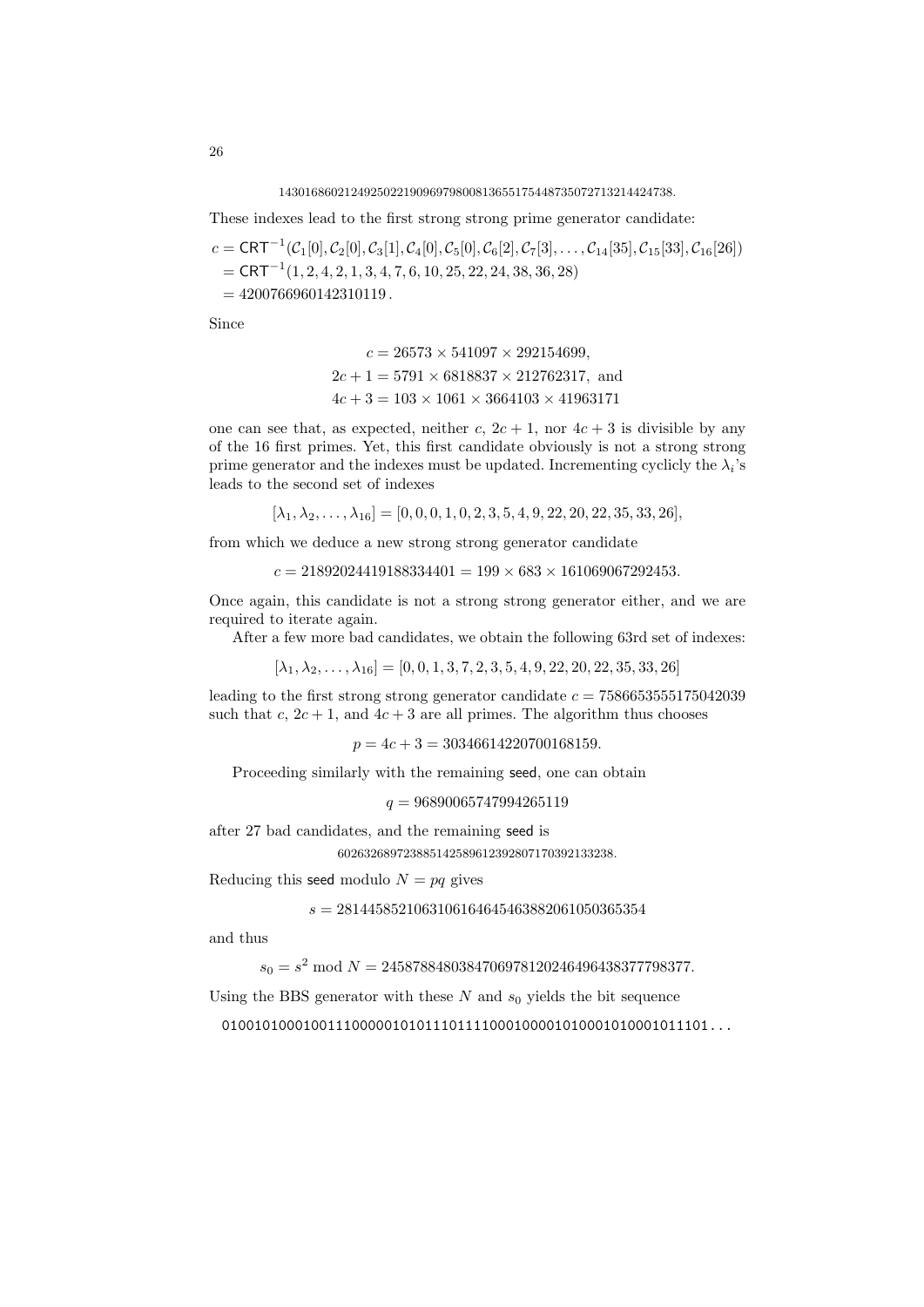143016860212492502219096979800813655175448735072713214424738.

These indexes lead to the first strong strong prime generator candidate:

$$
\begin{aligned}
c &= \mathsf{CRT}^{-1}(\mathcal{C}_1[0], \mathcal{C}_2[0], \mathcal{C}_3[1], \mathcal{C}_4[0], \mathcal{C}_5[0], \mathcal{C}_6[2], \mathcal{C}_7[3], \ldots, \mathcal{C}_{14}[35], \mathcal{C}_{15}[33], \mathcal{C}_{16}[26]) \\
&= \mathsf{CRT}^{-1}(1, 2, 4, 2, 1, 3, 4, 7, 6, 10, 25, 22, 24, 38, 36, 28) \\
&= 4200766960142310119\,.
\end{aligned}
$$

Since

$$
\begin{aligned}
c &= 26573 \times 541097 \times 292154699, \\
2c + 1 &= 5791 \times 6818837 \times 212762317, \text{ and} \\
4c + 3 &= 103 \times 1061 \times 3664103 \times 41963171
\end{aligned}
$$

one can see that, as expected, neither $c$, $2c+1$, nor $4c+3$ is divisible by any of the 16 first primes. Yet, this first candidate obviously is not a strong strong prime generator and the indexes must be updated. Incrementing cyclicly the $\lambda_i$'s leads to the second set of indexes

$$
[\lambda_1, \lambda_2, \ldots, \lambda_{16}] = [0, 0, 0, 1, 0, 2, 3, 5, 4, 9, 22, 20, 22, 35, 33, 26],
$$

from which we deduce a new strong strong generator candidate

$$
c = 21892024419188334401 = 199 \times 683 \times 161069067292453.
$$

Once again, this candidate is not a strong strong generator either, and we are required to iterate again.

After a few more bad candidates, we obtain the following 63rd set of indexes:

$$
[\lambda_1, \lambda_2, \ldots, \lambda_{16}] = [0, 0, 1, 3, 7, 2, 3, 5, 4, 9, 22, 20, 22, 35, 33, 26]
$$

leading to the first strong strong generator candidate $c = 7586653555175042039$ such that $c$, $2c+1$, and $4c+3$ are all primes. The algorithm thus chooses

$$
p = 4c + 3 = 30346614220700168159.
$$

Proceeding similarly with the remaining seed, one can obtain

$$
q = 96890065747994265119
$$

after 27 bad candidates, and the remaining seed is

60263268972388514258961239280717039213238.

Reducing this seed modulo $N = pq$ gives

$$
s = 2814458521063106164645463882061050365354
$$

and thus

$$
s_0 = s^2 \bmod N = 2458788480384706978120246496438377798377.
$$

Using the BBS generator with these $N$ and $s_0$ yields the bit sequence

0100101000100111000001010111011110001000010100010100010111101...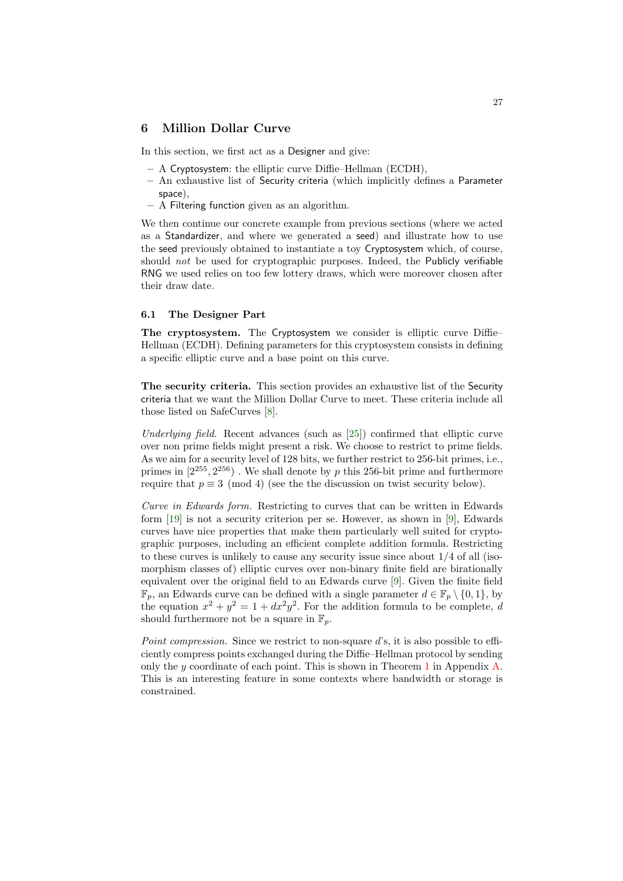## 6 Million Dollar Curve

In this section, we first act as a Designer and give:

- A Cryptosystem: the elliptic curve Diffie–Hellman (ECDH),
- An exhaustive list of Security criteria (which implicitly defines a Parameter space),
- A Filtering function given as an algorithm.

We then continue our concrete example from previous sections (where we acted as a Standardizer, and where we generated a seed) and illustrate how to use the seed previously obtained to instantiate a toy Cryptosystem which, of course, should *not* be used for cryptographic purposes. Indeed, the Publicly verifiable RNG we used relies on too few lottery draws, which were moreover chosen after their draw date.

### 6.1 The Designer Part

**The cryptosystem.** The Cryptosystem we consider is elliptic curve Diffie–Hellman (ECDH). Defining parameters for this cryptosystem consists in defining a specific elliptic curve and a base point on this curve.

**The security criteria.** This section provides an exhaustive list of the Security criteria that we want the Million Dollar Curve to meet. These criteria include all those listed on SafeCurves [8].

*Underlying field.* Recent advances (such as [25]) confirmed that elliptic curve over non prime fields might present a risk. We choose to restrict to prime fields. As we aim for a security level of 128 bits, we further restrict to 256-bit primes, i.e., primes in $[2^{255}, 2^{256})$ . We shall denote by $p$ this 256-bit prime and furthermore require that $p \equiv 3 \pmod 4$ (see the the discussion on twist security below).

*Curve in Edwards form.* Restricting to curves that can be written in Edwards form [19] is not a security criterion per se. However, as shown in [9], Edwards curves have nice properties that make them particularly well suited for cryptographic purposes, including an efficient complete addition formula. Restricting to these curves is unlikely to cause any security issue since about 1/4 of all (isomorphism classes of) elliptic curves over non-binary finite field are birationally equivalent over the original field to an Edwards curve [9]. Given the finite field $\mathbb{F}_p$, an Edwards curve can be defined with a single parameter $d \in \mathbb{F}_p \setminus \{0, 1\}$, by the equation $x^2 + y^2 = 1 + dx^2y^2$. For the addition formula to be complete, $d$ should furthermore not be a square in $\mathbb{F}_p$.

*Point compression.* Since we restrict to non-square $d$'s, it is also possible to efficiently compress points exchanged during the Diffie–Hellman protocol by sending only the $y$ coordinate of each point. This is shown in Theorem 1 in Appendix A. This is an interesting feature in some contexts where bandwidth or storage is constrained.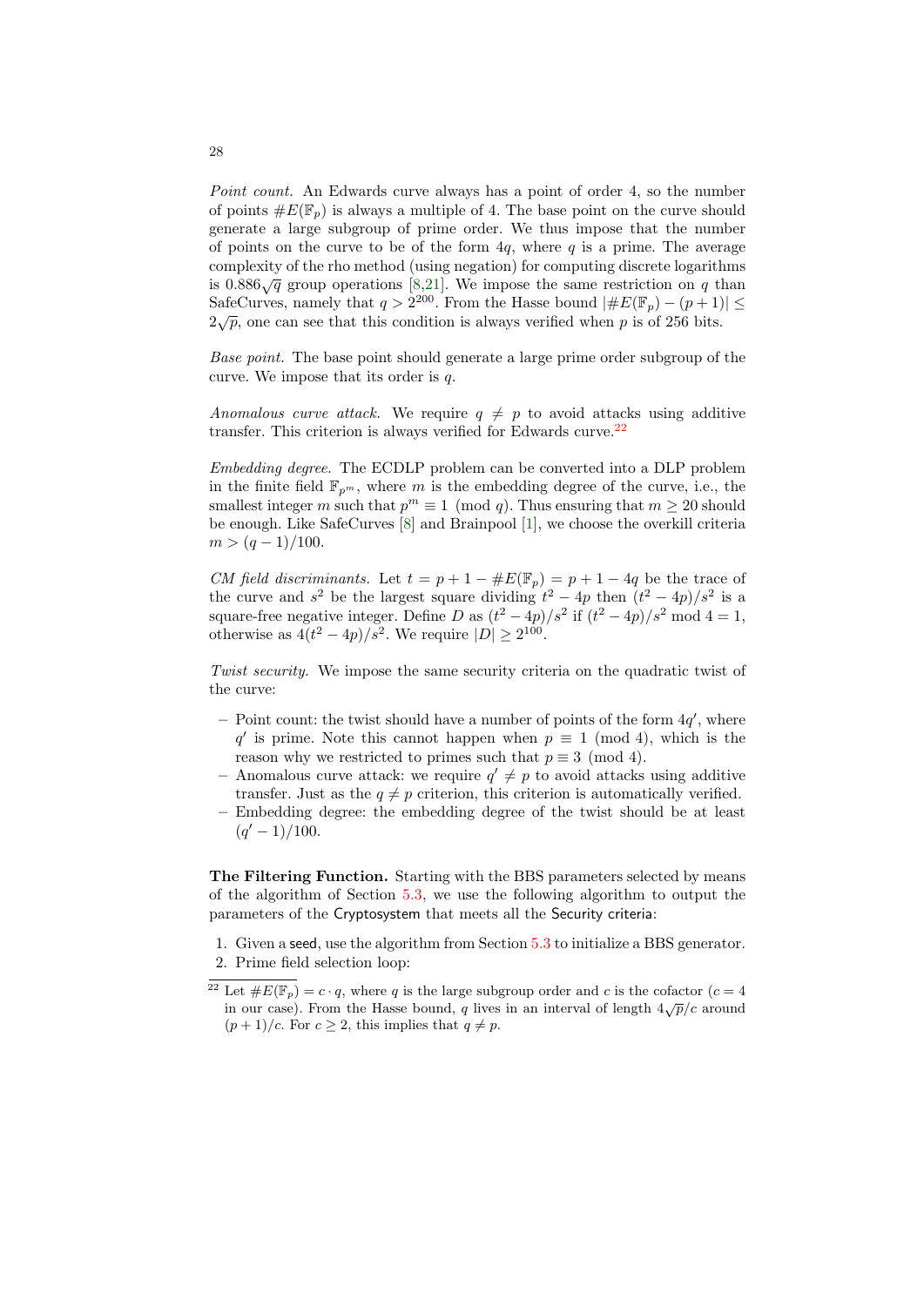*Point count.* An Edwards curve always has a point of order 4, so the number of points $\#E(\mathbb{F}_p)$ is always a multiple of 4. The base point on the curve should generate a large subgroup of prime order. We thus impose that the number of points on the curve to be of the form $4q$, where $q$ is a prime. The average complexity of the rho method (using negation) for computing discrete logarithms is $0.886\sqrt{q}$ group operations [8,21]. We impose the same restriction on $q$ than SafeCurves, namely that $q > 2^{200}$. From the Hasse bound $|\#E(\mathbb{F}_p) - (p+1)| \leq 2\sqrt{p}$, one can see that this condition is always verified when $p$ is of 256 bits.

*Base point.* The base point should generate a large prime order subgroup of the curve. We impose that its order is $q$.

*Anomalous curve attack.* We require $q \neq p$ to avoid attacks using additive transfer. This criterion is always verified for Edwards curve.[22]

*Embedding degree.* The ECDLP problem can be converted into a DLP problem in the finite field $\mathbb{F}_{p^m}$, where $m$ is the embedding degree of the curve, i.e., the smallest integer $m$ such that $p^m \equiv 1 \pmod{q}$. Thus ensuring that $m \geq 20$ should be enough. Like SafeCurves [8] and Brainpool [1], we choose the overkill criteria $m > (q-1)/100$.

*CM field discriminants.* Let $t = p + 1 - \#E(\mathbb{F}_p) = p + 1 - 4q$ be the trace of the curve and $s^2$ be the largest square dividing $t^2 - 4p$ then $(t^2 - 4p)/s^2$ is a square-free negative integer. Define $D$ as $(t^2 - 4p)/s^2$ if $(t^2 - 4p)/s^2 \bmod 4 = 1$, otherwise as $4(t^2 - 4p)/s^2$. We require $|D| \geq 2^{100}$.

*Twist security.* We impose the same security criteria on the quadratic twist of the curve:

- Point count: the twist should have a number of points of the form $4q'$, where $q'$ is prime. Note this cannot happen when $p \equiv 1 \pmod{4}$, which is the reason why we restricted to primes such that $p \equiv 3 \pmod{4}$.
- Anomalous curve attack: we require $q' \neq p$ to avoid attacks using additive transfer. Just as the $q \neq p$ criterion, this criterion is automatically verified.
- Embedding degree: the embedding degree of the twist should be at least $(q'-1)/100$.

**The Filtering Function.** Starting with the BBS parameters selected by means of the algorithm of Section 5.3, we use the following algorithm to output the parameters of the Cryptosystem that meets all the Security criteria:

1. Given a seed, use the algorithm from Section 5.3 to initialize a BBS generator.
2. Prime field selection loop:

[22] Let $\#E(\mathbb{F}_p) = c \cdot q$, where $q$ is the large subgroup order and $c$ is the cofactor ($c = 4$ in our case). From the Hasse bound, $q$ lives in an interval of length $4\sqrt{p}/c$ around $(p+1)/c$. For $c \geq 2$, this implies that $q \neq p$.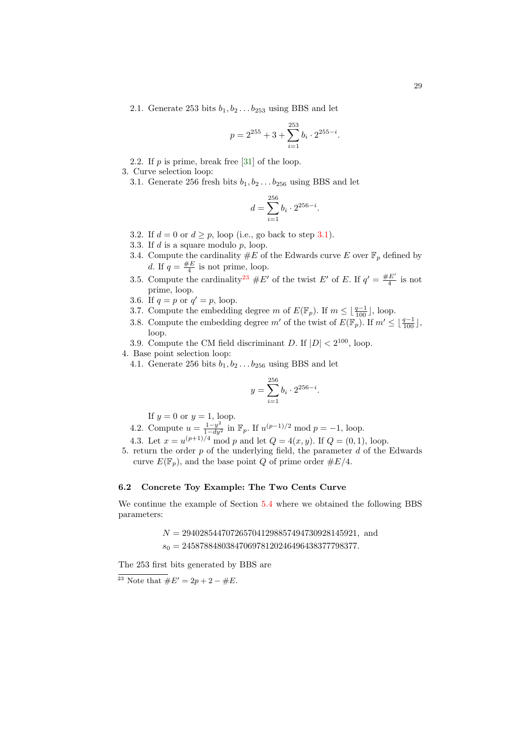2.1. Generate 253 bits $b_1, b_2 \dots b_{253}$ using BBS and let

$$p = 2^{255} + 3 + \sum_{i=1}^{253} b_i \cdot 2^{255-i}.$$

2.2. If $p$ is prime, break free [31] of the loop.

3. Curve selection loop:

3.1. Generate 256 fresh bits $b_1, b_2 \dots b_{256}$ using BBS and let

$$d = \sum_{i=1}^{256} b_i \cdot 2^{256-i}.$$

3.2. If $d = 0$ or $d \geq p$, loop (i.e., go back to step 3.1).

3.3. If $d$ is a square modulo $p$, loop.

3.4. Compute the cardinality $\#E$ of the Edwards curve $E$ over $\mathbb{F}_p$ defined by $d$. If $q = \frac{\#E}{4}$ is not prime, loop.

3.5. Compute the cardinality[23] $\#E'$ of the twist $E'$ of $E$. If $q' = \frac{\#E'}{4}$ is not prime, loop.

3.6. If $q = p$ or $q' = p$, loop.

3.7. Compute the embedding degree $m$ of $E(\mathbb{F}_p)$. If $m \leq \lfloor \frac{q-1}{100} \rfloor$, loop.

3.8. Compute the embedding degree $m'$ of the twist of $E(\mathbb{F}_p)$. If $m' \leq \lfloor \frac{q-1}{100} \rfloor$, loop.

3.9. Compute the CM field discriminant $D$. If $|D| < 2^{100}$, loop.

4. Base point selection loop:

4.1. Generate 256 bits $b_1, b_2 \dots b_{256}$ using BBS and let

$$y = \sum_{i=1}^{256} b_i \cdot 2^{256-i}.$$

If $y = 0$ or $y = 1$, loop.

4.2. Compute $u = \frac{1-y^2}{1-dy^2}$ in $\mathbb{F}_p$. If $u^{(p-1)/2} \bmod p = -1$, loop.

4.3. Let $x = u^{(p+1)/4} \bmod p$ and let $Q = 4(x, y)$. If $Q = (0, 1)$, loop.

5. return the order $p$ of the underlying field, the parameter $d$ of the Edwards curve $E(\mathbb{F}_p)$, and the base point $Q$ of prime order $\#E/4$.

### 6.2 Concrete Toy Example: The Two Cents Curve

We continue the example of Section 5.4 where we obtained the following BBS parameters:

$$N = 29402854470726570412988574947309281459 21, \text{ and}$$
$$s_0 = 24587884803847069781202464964383777983 77.$$

The 253 first bits generated by BBS are

[23] Note that $\#E' = 2p + 2 - \#E$.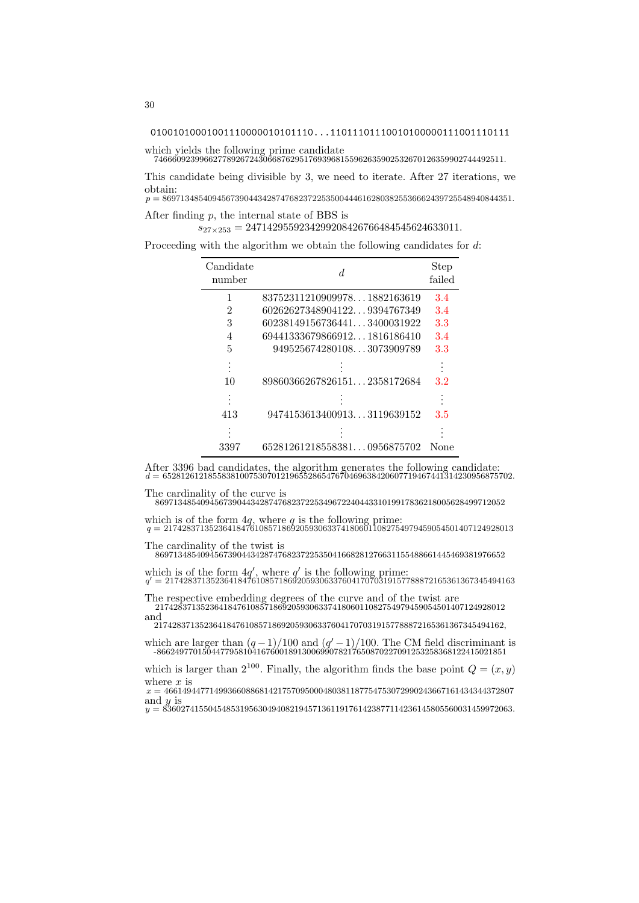```
0100101000100111000001010110...11011101110010100000111001110111
```

which yields the following prime candidate
7466609239966277892672430668762951769396815596263590253267012635990274449251I.

This candidate being divisible by 3, we need to iterate. After 27 iterations, we obtain:
$p = 86971348540945673904434287476823722535004446162803825536662439725548940844351.$

After finding $p$, the internal state of BBS is

$$s_{27\times 253} = 247142955923429920842676648454562463301I.$$

Proceeding with the algorithm we obtain the following candidates for $d$:

| Candidate number | $d$ | Step failed |
|---|---|---|
| 1 | 83752311210909978. . . 1882163619 | 3.4 |
| 2 | 60262627348904122. . . 9394767349 | 3.4 |
| 3 | 60238149156736441. . . 3400031922 | 3.3 |
| 4 | 69441333679866912. . . 1816186410 | 3.4 |
| 5 | 949525674280108. . . 3073909789 | 3.3 |
| ⋮ | ⋮ | ⋮ |
| 10 | 89860366267826151. . . 2358172684 | 3.2 |
| ⋮ | ⋮ | ⋮ |
| 413 | 9474153613400913. . . 3119639152 | 3.5 |
| ⋮ | ⋮ | ⋮ |
| 3397 | 65281261218558381. . . 0956875702 | None |

After 3396 bad candidates, the algorithm generates the following candidate:
$d = 65281261218558381007530701219655286547670469638420607719467441314230956875702.$

The cardinality of the curve is
86971348540945673904434287476823722534967224044331019917836218005628499712052

which is of the form $4q$, where $q$ is the following prime:
$q = 21742837135236418476108571869205930633741806011082754979459054501407124928013$

The cardinality of the twist is
86971348540945673904434287476823722535041668281276631155488661445469381976652

which is of the form $4q'$, where $q'$ is the following prime:
$q' = 21742837135236418476108571869205930633760417070319157788872165361367345494163$

The respective embedding degrees of the curve and of the twist are
21742837135236418476108571869205930633741806011082754979459054501407124928012
and
21742837135236418476108571869205930633760417070319157788872165361367345494162,

which are larger than $(q-1)/100$ and $(q'-1)/100$. The CM field discriminant is
-86624977015044779581041676001891300699078217650870227091253258368122415021851

which is larger than $2^{100}$. Finally, the algorithm finds the base point $Q = (x, y)$ where $x$ is
$x = 46614944771499366088681421757095000480381187754753072990243667161434344372807$
and $y$ is
$y = 83602741550454853195630494082194571361191761423877114236145805560031459972063.$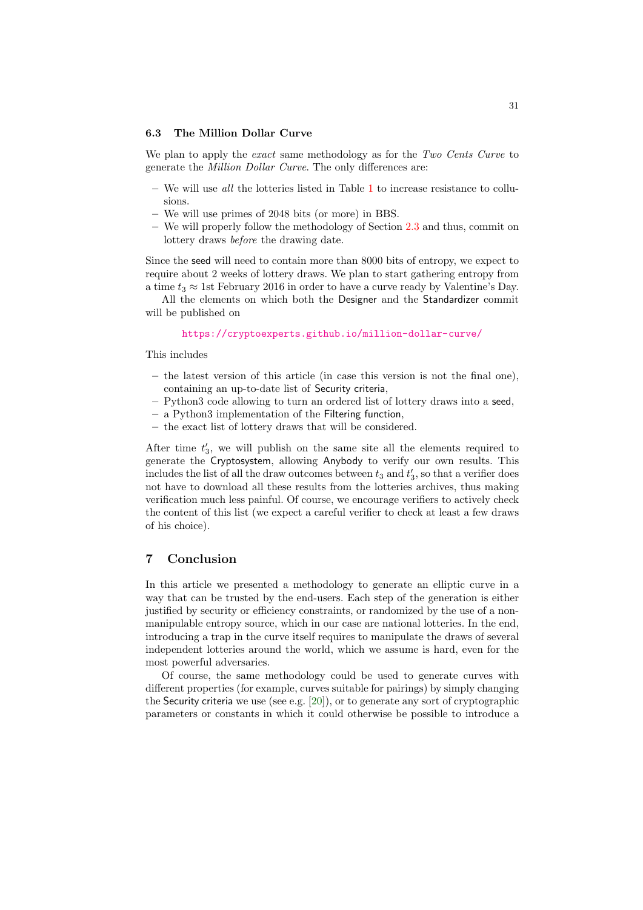### 6.3 The Million Dollar Curve

We plan to apply the *exact* same methodology as for the *Two Cents Curve* to generate the *Million Dollar Curve*. The only differences are:

- We will use *all* the lotteries listed in Table 1 to increase resistance to collusions.
- We will use primes of 2048 bits (or more) in BBS.
- We will properly follow the methodology of Section 2.3 and thus, commit on lottery draws *before* the drawing date.

Since the seed will need to contain more than 8000 bits of entropy, we expect to require about 2 weeks of lottery draws. We plan to start gathering entropy from a time $t_3 \approx$ 1st February 2016 in order to have a curve ready by Valentine's Day.

All the elements on which both the Designer and the Standardizer commit will be published on

https://cryptoexperts.github.io/million-dollar-curve/

This includes

- the latest version of this article (in case this version is not the final one), containing an up-to-date list of Security criteria,
- Python3 code allowing to turn an ordered list of lottery draws into a seed,
- a Python3 implementation of the Filtering function,
- the exact list of lottery draws that will be considered.

After time $t'_3$, we will publish on the same site all the elements required to generate the Cryptosystem, allowing Anybody to verify our own results. This includes the list of all the draw outcomes between $t_3$ and $t'_3$, so that a verifier does not have to download all these results from the lotteries archives, thus making verification much less painful. Of course, we encourage verifiers to actively check the content of this list (we expect a careful verifier to check at least a few draws of his choice).

## 7 Conclusion

In this article we presented a methodology to generate an elliptic curve in a way that can be trusted by the end-users. Each step of the generation is either justified by security or efficiency constraints, or randomized by the use of a non-manipulable entropy source, which in our case are national lotteries. In the end, introducing a trap in the curve itself requires to manipulate the draws of several independent lotteries around the world, which we assume is hard, even for the most powerful adversaries.

Of course, the same methodology could be used to generate curves with different properties (for example, curves suitable for pairings) by simply changing the Security criteria we use (see e.g. [20]), or to generate any sort of cryptographic parameters or constants in which it could otherwise be possible to introduce a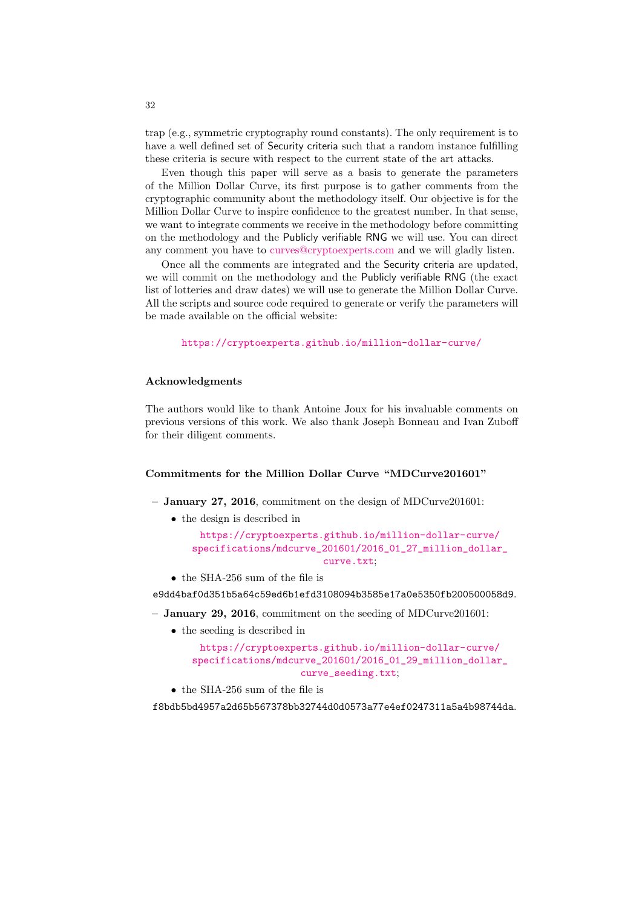trap (e.g., symmetric cryptography round constants). The only requirement is to have a well defined set of Security criteria such that a random instance fulfilling these criteria is secure with respect to the current state of the art attacks.

Even though this paper will serve as a basis to generate the parameters of the Million Dollar Curve, its first purpose is to gather comments from the cryptographic community about the methodology itself. Our objective is for the Million Dollar Curve to inspire confidence to the greatest number. In that sense, we want to integrate comments we receive in the methodology before committing on the methodology and the Publicly verifiable RNG we will use. You can direct any comment you have to curves@cryptoexperts.com and we will gladly listen.

Once all the comments are integrated and the Security criteria are updated, we will commit on the methodology and the Publicly verifiable RNG (the exact list of lotteries and draw dates) we will use to generate the Million Dollar Curve. All the scripts and source code required to generate or verify the parameters will be made available on the official website:

https://cryptoexperts.github.io/million-dollar-curve/

### Acknowledgments

The authors would like to thank Antoine Joux for his invaluable comments on previous versions of this work. We also thank Joseph Bonneau and Ivan Zuboff for their diligent comments.

### Commitments for the Million Dollar Curve "MDCurve201601"

– **January 27, 2016**, commitment on the design of MDCurve201601:
  - the design is described in

    https://cryptoexperts.github.io/million-dollar-curve/specifications/mdcurve_201601/2016_01_27_million_dollar_curve.txt;

  - the SHA-256 sum of the file is

    e9dd4baf0d351b5a64c59ed6b1efd3108094b3585e17a0e5350fb200500058d9.

– **January 29, 2016**, commitment on the seeding of MDCurve201601:
  - the seeding is described in

    https://cryptoexperts.github.io/million-dollar-curve/specifications/mdcurve_201601/2016_01_29_million_dollar_curve_seeding.txt;

  - the SHA-256 sum of the file is

    f8bdb5bd4957a2d65b567378bb32744d0d0573a77e4ef0247311a5a4b98744da.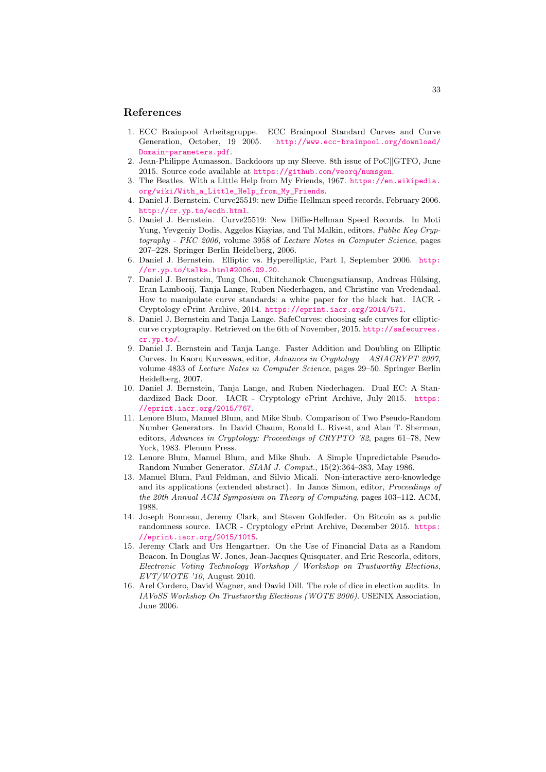## References

1. ECC Brainpool Arbeitsgruppe. ECC Brainpool Standard Curves and Curve Generation, October, 19 2005. http://www.ecc-brainpool.org/download/Domain-parameters.pdf.
2. Jean-Philippe Aumasson. Backdoors up my Sleeve. 8th issue of PoC||GTFO, June 2015. Source code available at https://github.com/veorq/numsgen.
3. The Beatles. With a Little Help from My Friends, 1967. https://en.wikipedia.org/wiki/With_a_Little_Help_from_My_Friends.
4. Daniel J. Bernstein. Curve25519: new Diffie-Hellman speed records, February 2006. http://cr.yp.to/ecdh.html.
5. Daniel J. Bernstein. Curve25519: New Diffie-Hellman Speed Records. In Moti Yung, Yevgeniy Dodis, Aggelos Kiayias, and Tal Malkin, editors, *Public Key Cryptography - PKC 2006*, volume 3958 of *Lecture Notes in Computer Science*, pages 207–228. Springer Berlin Heidelberg, 2006.
6. Daniel J. Bernstein. Elliptic vs. Hyperelliptic, Part I, September 2006. http://cr.yp.to/talks.html#2006.09.20.
7. Daniel J. Bernstein, Tung Chou, Chitchanok Chuengsatiansup, Andreas Hülsing, Eran Lambooij, Tanja Lange, Ruben Niederhagen, and Christine van Vredendaal. How to manipulate curve standards: a white paper for the black hat. IACR - Cryptology ePrint Archive, 2014. https://eprint.iacr.org/2014/571.
8. Daniel J. Bernstein and Tanja Lange. SafeCurves: choosing safe curves for elliptic-curve cryptography. Retrieved on the 6th of November, 2015. http://safecurves.cr.yp.to/.
9. Daniel J. Bernstein and Tanja Lange. Faster Addition and Doubling on Elliptic Curves. In Kaoru Kurosawa, editor, *Advances in Cryptology – ASIACRYPT 2007*, volume 4833 of *Lecture Notes in Computer Science*, pages 29–50. Springer Berlin Heidelberg, 2007.
10. Daniel J. Bernstein, Tanja Lange, and Ruben Niederhagen. Dual EC: A Standardized Back Door. IACR - Cryptology ePrint Archive, July 2015. https://eprint.iacr.org/2015/767.
11. Lenore Blum, Manuel Blum, and Mike Shub. Comparison of Two Pseudo-Random Number Generators. In David Chaum, Ronald L. Rivest, and Alan T. Sherman, editors, *Advances in Cryptology: Proceedings of CRYPTO '82*, pages 61–78, New York, 1983. Plenum Press.
12. Lenore Blum, Manuel Blum, and Mike Shub. A Simple Unpredictable Pseudo-Random Number Generator. *SIAM J. Comput.*, 15(2):364–383, May 1986.
13. Manuel Blum, Paul Feldman, and Silvio Micali. Non-interactive zero-knowledge and its applications (extended abstract). In Janos Simon, editor, *Proceedings of the 20th Annual ACM Symposium on Theory of Computing*, pages 103–112. ACM, 1988.
14. Joseph Bonneau, Jeremy Clark, and Steven Goldfeder. On Bitcoin as a public randomness source. IACR - Cryptology ePrint Archive, December 2015. https://eprint.iacr.org/2015/1015.
15. Jeremy Clark and Urs Hengartner. On the Use of Financial Data as a Random Beacon. In Douglas W. Jones, Jean-Jacques Quisquater, and Eric Rescorla, editors, *Electronic Voting Technology Workshop / Workshop on Trustworthy Elections, EVT/WOTE '10*, August 2010.
16. Arel Cordero, David Wagner, and David Dill. The role of dice in election audits. In *IAVoSS Workshop On Trustworthy Elections (WOTE 2006)*. USENIX Association, June 2006.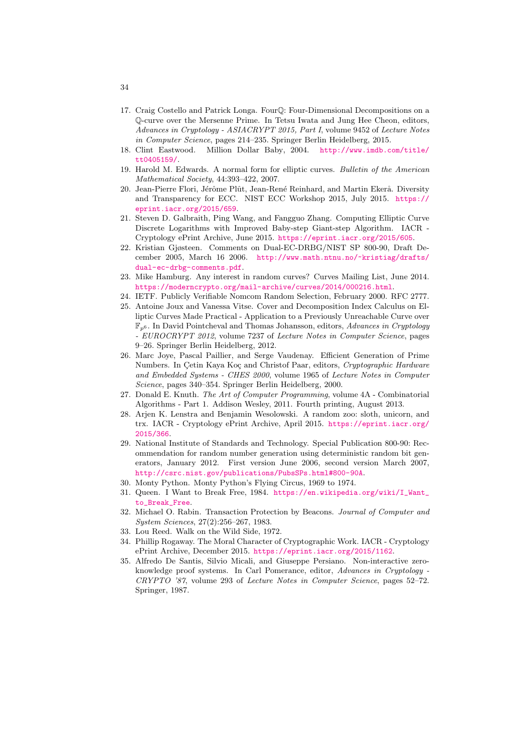17. Craig Costello and Patrick Longa. Four$\mathbb{Q}$: Four-Dimensional Decompositions on a $\mathbb{Q}$-curve over the Mersenne Prime. In Tetsu Iwata and Jung Hee Cheon, editors, *Advances in Cryptology - ASIACRYPT 2015, Part I*, volume 9452 of *Lecture Notes in Computer Science*, pages 214–235. Springer Berlin Heidelberg, 2015.
18. Clint Eastwood. Million Dollar Baby, 2004. http://www.imdb.com/title/tt0405159/.
19. Harold M. Edwards. A normal form for elliptic curves. *Bulletin of the American Mathematical Society*, 44:393–422, 2007.
20. Jean-Pierre Flori, Jérôme Plût, Jean-René Reinhard, and Martin Ekerå. Diversity and Transparency for ECC. NIST ECC Workshop 2015, July 2015. https://eprint.iacr.org/2015/659.
21. Steven D. Galbraith, Ping Wang, and Fangguo Zhang. Computing Elliptic Curve Discrete Logarithms with Improved Baby-step Giant-step Algorithm. IACR - Cryptology ePrint Archive, June 2015. https://eprint.iacr.org/2015/605.
22. Kristian Gjøsteen. Comments on Dual-EC-DRBG/NIST SP 800-90, Draft December 2005, March 16 2006. http://www.math.ntnu.no/~kristiag/drafts/dual-ec-drbg-comments.pdf.
23. Mike Hamburg. Any interest in random curves? Curves Mailing List, June 2014. https://moderncrypto.org/mail-archive/curves/2014/000216.html.
24. IETF. Publicly Verifiable Nomcom Random Selection, February 2000. RFC 2777.
25. Antoine Joux and Vanessa Vitse. Cover and Decomposition Index Calculus on Elliptic Curves Made Practical - Application to a Previously Unreachable Curve over $\mathbb{F}_{p^6}$. In David Pointcheval and Thomas Johansson, editors, *Advances in Cryptology - EUROCRYPT 2012*, volume 7237 of *Lecture Notes in Computer Science*, pages 9–26. Springer Berlin Heidelberg, 2012.
26. Marc Joye, Pascal Paillier, and Serge Vaudenay. Efficient Generation of Prime Numbers. In Çetin Kaya Koç and Christof Paar, editors, *Cryptographic Hardware and Embedded Systems - CHES 2000*, volume 1965 of *Lecture Notes in Computer Science*, pages 340–354. Springer Berlin Heidelberg, 2000.
27. Donald E. Knuth. *The Art of Computer Programming*, volume 4A - Combinatorial Algorithms - Part 1. Addison Wesley, 2011. Fourth printing, August 2013.
28. Arjen K. Lenstra and Benjamin Wesolowski. A random zoo: sloth, unicorn, and trx. IACR - Cryptology ePrint Archive, April 2015. https://eprint.iacr.org/2015/366.
29. National Institute of Standards and Technology. Special Publication 800-90: Recommendation for random number generation using deterministic random bit generators, January 2012. First version June 2006, second version March 2007, http://csrc.nist.gov/publications/PubsSPs.html#800-90A.
30. Monty Python. Monty Python's Flying Circus, 1969 to 1974.
31. Queen. I Want to Break Free, 1984. https://en.wikipedia.org/wiki/I_Want_to_Break_Free.
32. Michael O. Rabin. Transaction Protection by Beacons. *Journal of Computer and System Sciences*, 27(2):256–267, 1983.
33. Lou Reed. Walk on the Wild Side, 1972.
34. Phillip Rogaway. The Moral Character of Cryptographic Work. IACR - Cryptology ePrint Archive, December 2015. https://eprint.iacr.org/2015/1162.
35. Alfredo De Santis, Silvio Micali, and Giuseppe Persiano. Non-interactive zero-knowledge proof systems. In Carl Pomerance, editor, *Advances in Cryptology - CRYPTO '87*, volume 293 of *Lecture Notes in Computer Science*, pages 52–72. Springer, 1987.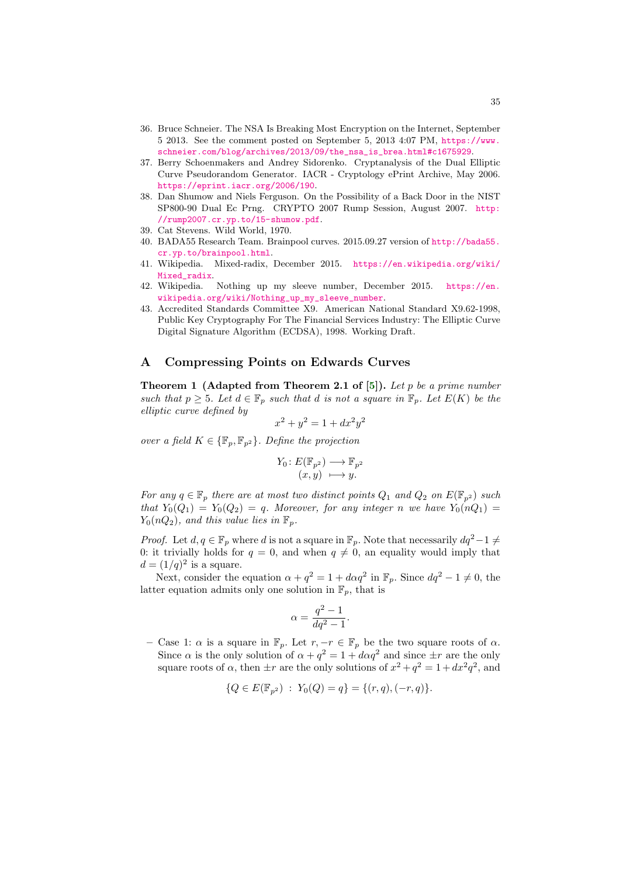36. Bruce Schneier. The NSA Is Breaking Most Encryption on the Internet, September 5 2013. See the comment posted on September 5, 2013 4:07 PM, https://www.schneier.com/blog/archives/2013/09/the_nsa_is_brea.html#c1675929.
37. Berry Schoenmakers and Andrey Sidorenko. Cryptanalysis of the Dual Elliptic Curve Pseudorandom Generator. IACR - Cryptology ePrint Archive, May 2006. https://eprint.iacr.org/2006/190.
38. Dan Shumow and Niels Ferguson. On the Possibility of a Back Door in the NIST SP800-90 Dual Ec Prng. CRYPTO 2007 Rump Session, August 2007. http://rump2007.cr.yp.to/15-shumow.pdf.
39. Cat Stevens. Wild World, 1970.
40. BADA55 Research Team. Brainpool curves. 2015.09.27 version of http://bada55.cr.yp.to/brainpool.html.
41. Wikipedia. Mixed-radix, December 2015. https://en.wikipedia.org/wiki/Mixed_radix.
42. Wikipedia. Nothing up my sleeve number, December 2015. https://en.wikipedia.org/wiki/Nothing_up_my_sleeve_number.
43. Accredited Standards Committee X9. American National Standard X9.62-1998, Public Key Cryptography For The Financial Services Industry: The Elliptic Curve Digital Signature Algorithm (ECDSA), 1998. Working Draft.

## A Compressing Points on Edwards Curves

**Theorem 1 (Adapted from Theorem 2.1 of [5]).** *Let $p$ be a prime number such that $p \geq 5$. Let $d \in \mathbb{F}_p$ such that $d$ is not a square in $\mathbb{F}_p$. Let $E(K)$ be the elliptic curve defined by*

$$x^2 + y^2 = 1 + dx^2y^2$$

*over a field $K \in \{\mathbb{F}_p, \mathbb{F}_{p^2}\}$. Define the projection*

$$\begin{aligned} Y_0 \colon E(\mathbb{F}_{p^2}) &\longrightarrow \mathbb{F}_{p^2} \\ (x, y) &\longmapsto y. \end{aligned}$$

*For any $q \in \mathbb{F}_p$ there are at most two distinct points $Q_1$ and $Q_2$ on $E(\mathbb{F}_{p^2})$ such that $Y_0(Q_1) = Y_0(Q_2) = q$. Moreover, for any integer $n$ we have $Y_0(nQ_1) = Y_0(nQ_2)$, and this value lies in $\mathbb{F}_p$.*

*Proof.* Let $d, q \in \mathbb{F}_p$ where $d$ is not a square in $\mathbb{F}_p$. Note that necessarily $dq^2 - 1 \neq 0$: it trivially holds for $q = 0$, and when $q \neq 0$, an equality would imply that $d = (1/q)^2$ is a square.

Next, consider the equation $\alpha + q^2 = 1 + d\alpha q^2$ in $\mathbb{F}_p$. Since $dq^2 - 1 \neq 0$, the latter equation admits only one solution in $\mathbb{F}_p$, that is

$$\alpha = \frac{q^2 - 1}{dq^2 - 1}.$$

- Case 1: $\alpha$ is a square in $\mathbb{F}_p$. Let $r, -r \in \mathbb{F}_p$ be the two square roots of $\alpha$. Since $\alpha$ is the only solution of $\alpha + q^2 = 1 + d\alpha q^2$ and since $\pm r$ are the only square roots of $\alpha$, then $\pm r$ are the only solutions of $x^2 + q^2 = 1 + dx^2q^2$, and

$$\{Q \in E(\mathbb{F}_{p^2}) \ : \ Y_0(Q) = q\} = \{(r, q), (-r, q)\}.$$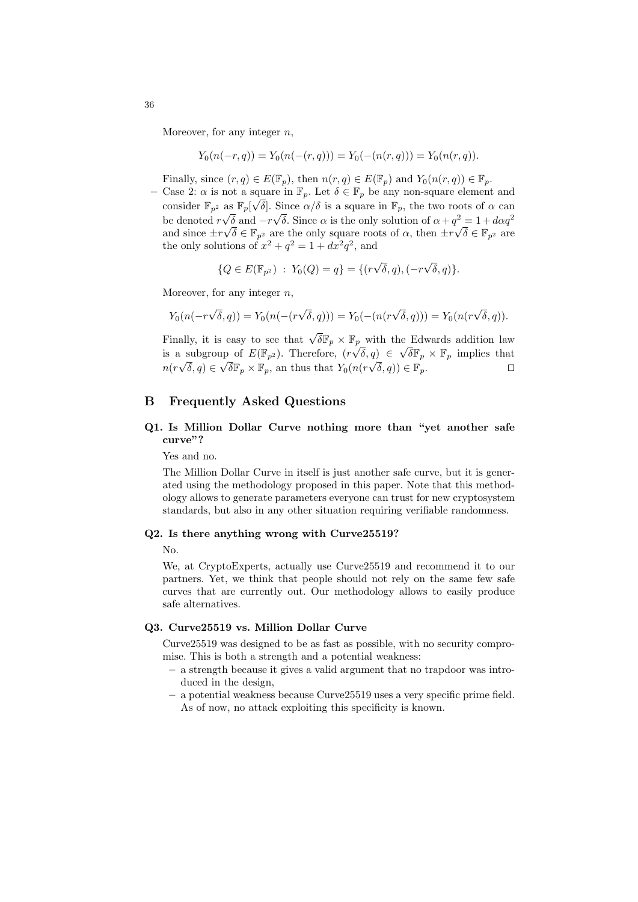Moreover, for any integer $n$,

$$Y_0(n(-r,q)) = Y_0(n(-(r,q))) = Y_0(-(n(r,q))) = Y_0(n(r,q)).$$

Finally, since $(r,q) \in E(\mathbb{F}_p)$, then $n(r,q) \in E(\mathbb{F}_p)$ and $Y_0(n(r,q)) \in \mathbb{F}_p$.

– Case 2: $\alpha$ is not a square in $\mathbb{F}_p$. Let $\delta \in \mathbb{F}_p$ be any non-square element and consider $\mathbb{F}_{p^2}$ as $\mathbb{F}_p[\sqrt{\delta}]$. Since $\alpha/\delta$ is a square in $\mathbb{F}_p$, the two roots of $\alpha$ can be denoted $r\sqrt{\delta}$ and $-r\sqrt{\delta}$. Since $\alpha$ is the only solution of $\alpha + q^2 = 1 + d\alpha q^2$ and since $\pm r\sqrt{\delta} \in \mathbb{F}_{p^2}$ are the only square roots of $\alpha$, then $\pm r\sqrt{\delta} \in \mathbb{F}_{p^2}$ are the only solutions of $x^2 + q^2 = 1 + dx^2q^2$, and

$$\{Q \in E(\mathbb{F}_{p^2}) \ : \ Y_0(Q) = q\} = \{(r\sqrt{\delta}, q), (-r\sqrt{\delta}, q)\}.$$

Moreover, for any integer $n$,

$$Y_0(n(-r\sqrt{\delta}, q)) = Y_0(n(-(r\sqrt{\delta}, q))) = Y_0(-(n(r\sqrt{\delta}, q))) = Y_0(n(r\sqrt{\delta}, q)).$$

Finally, it is easy to see that $\sqrt{\delta}\mathbb{F}_p \times \mathbb{F}_p$ with the Edwards addition law is a subgroup of $E(\mathbb{F}_{p^2})$. Therefore, $(r\sqrt{\delta}, q) \in \sqrt{\delta}\mathbb{F}_p \times \mathbb{F}_p$ implies that $n(r\sqrt{\delta}, q) \in \sqrt{\delta}\mathbb{F}_p \times \mathbb{F}_p$, an thus that $Y_0(n(r\sqrt{\delta}, q)) \in \mathbb{F}_p$. □

## B Frequently Asked Questions

### Q1. Is Million Dollar Curve nothing more than "yet another safe curve"?

Yes and no.

The Million Dollar Curve in itself is just another safe curve, but it is generated using the methodology proposed in this paper. Note that this methodology allows to generate parameters everyone can trust for new cryptosystem standards, but also in any other situation requiring verifiable randomness.

### Q2. Is there anything wrong with Curve25519?

No.

We, at CryptoExperts, actually use Curve25519 and recommend it to our partners. Yet, we think that people should not rely on the same few safe curves that are currently out. Our methodology allows to easily produce safe alternatives.

### Q3. Curve25519 vs. Million Dollar Curve

Curve25519 was designed to be as fast as possible, with no security compromise. This is both a strength and a potential weakness:

- a strength because it gives a valid argument that no trapdoor was introduced in the design,
- a potential weakness because Curve25519 uses a very specific prime field. As of now, no attack exploiting this specificity is known.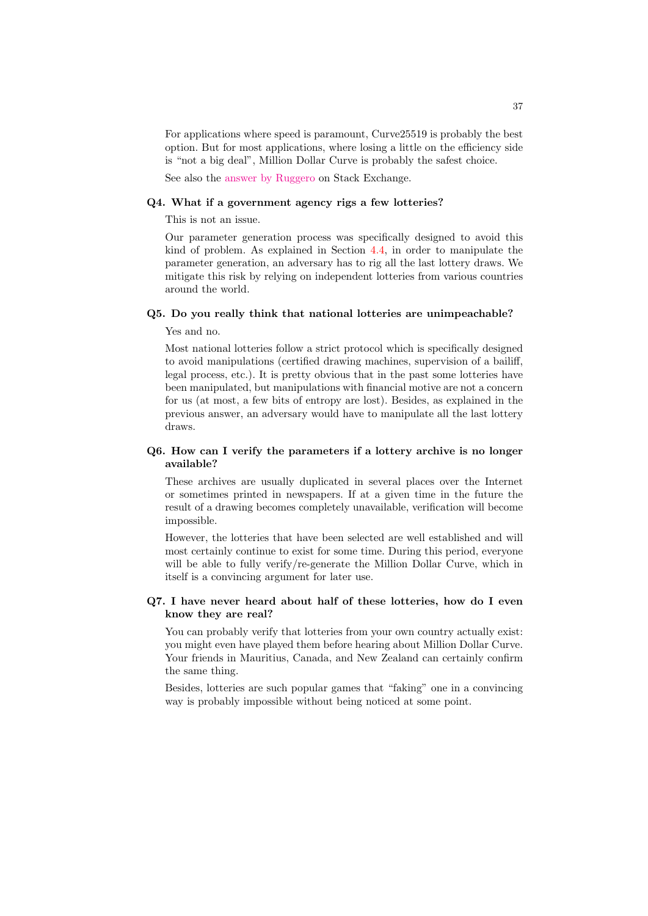For applications where speed is paramount, Curve25519 is probably the best option. But for most applications, where losing a little on the efficiency side is "not a big deal", Million Dollar Curve is probably the safest choice.

See also the answer by Ruggero on Stack Exchange.

**Q4. What if a government agency rigs a few lotteries?**

This is not an issue.

Our parameter generation process was specifically designed to avoid this kind of problem. As explained in Section 4.4, in order to manipulate the parameter generation, an adversary has to rig all the last lottery draws. We mitigate this risk by relying on independent lotteries from various countries around the world.

**Q5. Do you really think that national lotteries are unimpeachable?**

Yes and no.

Most national lotteries follow a strict protocol which is specifically designed to avoid manipulations (certified drawing machines, supervision of a bailiff, legal process, etc.). It is pretty obvious that in the past some lotteries have been manipulated, but manipulations with financial motive are not a concern for us (at most, a few bits of entropy are lost). Besides, as explained in the previous answer, an adversary would have to manipulate all the last lottery draws.

**Q6. How can I verify the parameters if a lottery archive is no longer available?**

These archives are usually duplicated in several places over the Internet or sometimes printed in newspapers. If at a given time in the future the result of a drawing becomes completely unavailable, verification will become impossible.

However, the lotteries that have been selected are well established and will most certainly continue to exist for some time. During this period, everyone will be able to fully verify/re-generate the Million Dollar Curve, which in itself is a convincing argument for later use.

**Q7. I have never heard about half of these lotteries, how do I even know they are real?**

You can probably verify that lotteries from your own country actually exist: you might even have played them before hearing about Million Dollar Curve. Your friends in Mauritius, Canada, and New Zealand can certainly confirm the same thing.

Besides, lotteries are such popular games that "faking" one in a convincing way is probably impossible without being noticed at some point.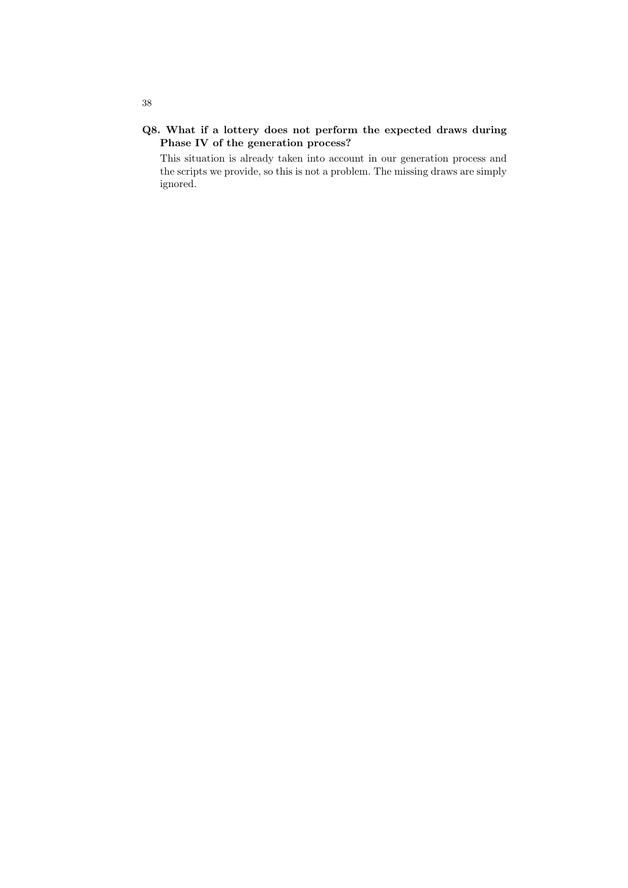**Q8. What if a lottery does not perform the expected draws during Phase IV of the generation process?**

This situation is already taken into account in our generation process and the scripts we provide, so this is not a problem. The missing draws are simply ignored.